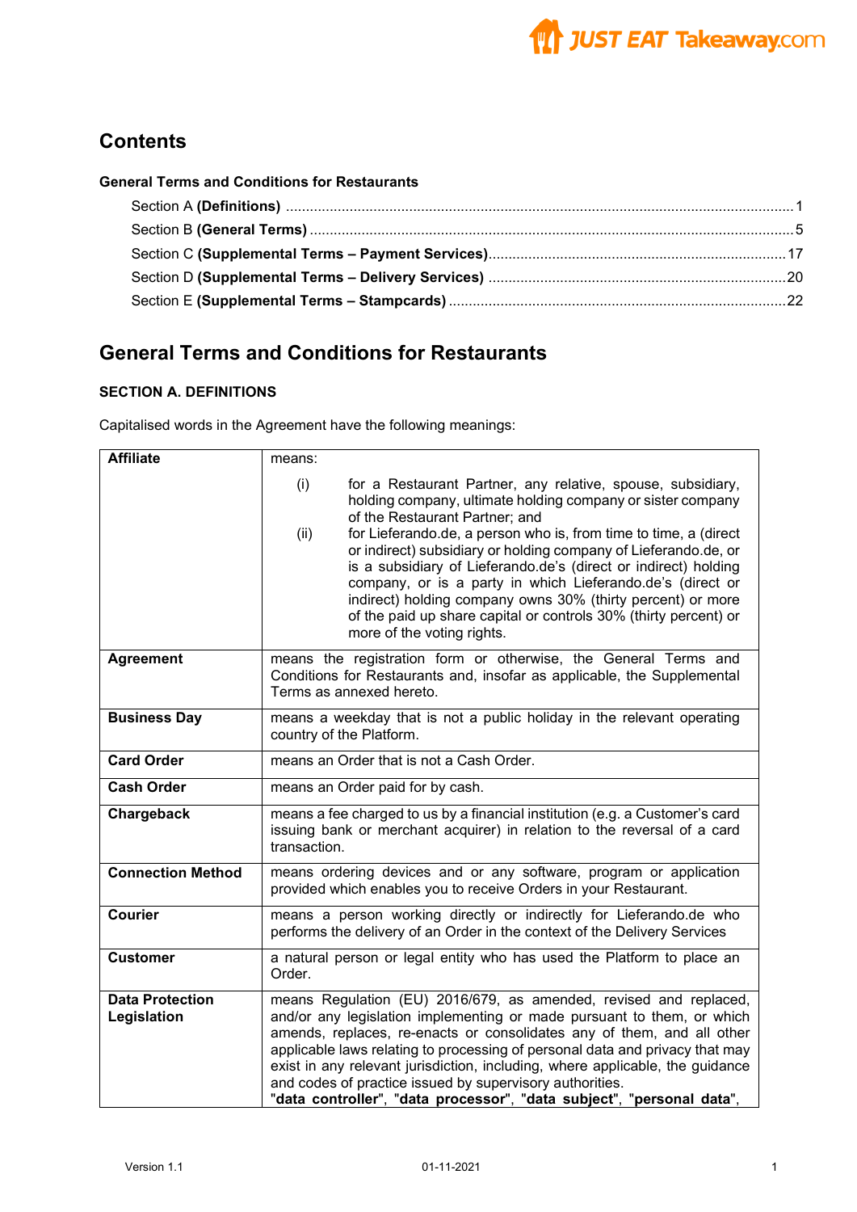## Contents

**General Terms and Conditions for Restaurants**

- Section A **(Definitions)** ..... 1
- Section B **(General Terms)** ..... 5
- Section C **(Supplemental Terms – Payment Services)** ..... 17
- Section D **(Supplemental Terms – Delivery Services)** ..... 20
- Section E **(Supplemental Terms – Stampcards)** ..... 22

## General Terms and Conditions for Restaurants

### SECTION A. DEFINITIONS

Capitalised words in the Agreement have the following meanings:

| | |
|---|---|
| **Affiliate** | means:<br>(i) for a Restaurant Partner, any relative, spouse, subsidiary, holding company, ultimate holding company or sister company of the Restaurant Partner; and<br>(ii) for Lieferando.de, a person who is, from time to time, a (direct or indirect) subsidiary or holding company of Lieferando.de, or is a subsidiary of Lieferando.de's (direct or indirect) holding company, or is a party in which Lieferando.de's (direct or indirect) holding company owns 30% (thirty percent) or more of the paid up share capital or controls 30% (thirty percent) or more of the voting rights. |
| **Agreement** | means the registration form or otherwise, the General Terms and Conditions for Restaurants and, insofar as applicable, the Supplemental Terms as annexed hereto. |
| **Business Day** | means a weekday that is not a public holiday in the relevant operating country of the Platform. |
| **Card Order** | means an Order that is not a Cash Order. |
| **Cash Order** | means an Order paid for by cash. |
| **Chargeback** | means a fee charged to us by a financial institution (e.g. a Customer's card issuing bank or merchant acquirer) in relation to the reversal of a card transaction. |
| **Connection Method** | means ordering devices and or any software, program or application provided which enables you to receive Orders in your Restaurant. |
| **Courier** | means a person working directly or indirectly for Lieferando.de who performs the delivery of an Order in the context of the Delivery Services |
| **Customer** | a natural person or legal entity who has used the Platform to place an Order. |
| **Data Protection Legislation** | means Regulation (EU) 2016/679, as amended, revised and replaced, and/or any legislation implementing or made pursuant to them, or which amends, replaces, re-enacts or consolidates any of them, and all other applicable laws relating to processing of personal data and privacy that may exist in any relevant jurisdiction, including, where applicable, the guidance and codes of practice issued by supervisory authorities.<br>"**data controller**", "**data processor**", "**data subject**", "**personal data**", |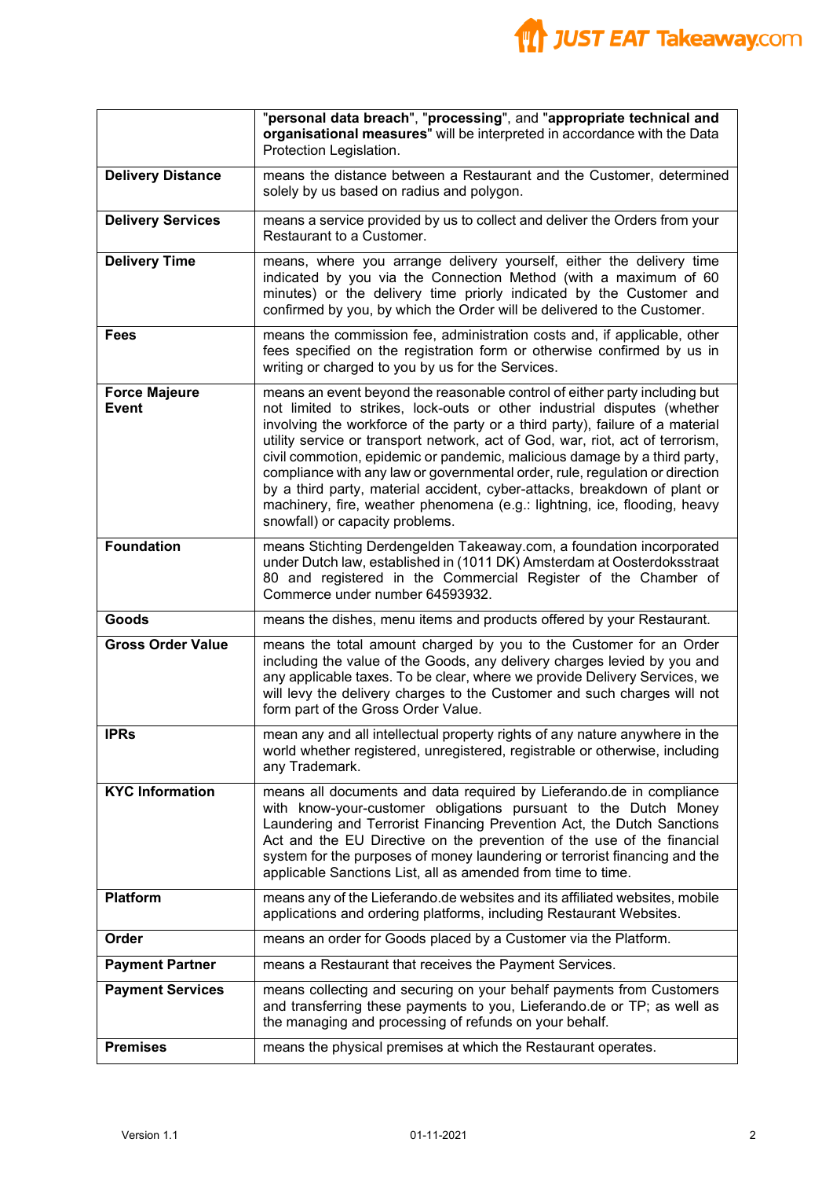| | |
|---|---|
| | "**personal data breach**", "**processing**", and "**appropriate technical and organisational measures**" will be interpreted in accordance with the Data Protection Legislation. |
| **Delivery Distance** | means the distance between a Restaurant and the Customer, determined solely by us based on radius and polygon. |
| **Delivery Services** | means a service provided by us to collect and deliver the Orders from your Restaurant to a Customer. |
| **Delivery Time** | means, where you arrange delivery yourself, either the delivery time indicated by you via the Connection Method (with a maximum of 60 minutes) or the delivery time priorly indicated by the Customer and confirmed by you, by which the Order will be delivered to the Customer. |
| **Fees** | means the commission fee, administration costs and, if applicable, other fees specified on the registration form or otherwise confirmed by us in writing or charged to you by us for the Services. |
| **Force Majeure Event** | means an event beyond the reasonable control of either party including but not limited to strikes, lock-outs or other industrial disputes (whether involving the workforce of the party or a third party), failure of a material utility service or transport network, act of God, war, riot, act of terrorism, civil commotion, epidemic or pandemic, malicious damage by a third party, compliance with any law or governmental order, rule, regulation or direction by a third party, material accident, cyber-attacks, breakdown of plant or machinery, fire, weather phenomena (e.g.: lightning, ice, flooding, heavy snowfall) or capacity problems. |
| **Foundation** | means Stichting Derdengelden Takeaway.com, a foundation incorporated under Dutch law, established in (1011 DK) Amsterdam at Oosterdoksstraat 80 and registered in the Commercial Register of the Chamber of Commerce under number 64593932. |
| **Goods** | means the dishes, menu items and products offered by your Restaurant. |
| **Gross Order Value** | means the total amount charged by you to the Customer for an Order including the value of the Goods, any delivery charges levied by you and any applicable taxes. To be clear, where we provide Delivery Services, we will levy the delivery charges to the Customer and such charges will not form part of the Gross Order Value. |
| **IPRs** | mean any and all intellectual property rights of any nature anywhere in the world whether registered, unregistered, registrable or otherwise, including any Trademark. |
| **KYC Information** | means all documents and data required by Lieferando.de in compliance with know-your-customer obligations pursuant to the Dutch Money Laundering and Terrorist Financing Prevention Act, the Dutch Sanctions Act and the EU Directive on the prevention of the use of the financial system for the purposes of money laundering or terrorist financing and the applicable Sanctions List, all as amended from time to time. |
| **Platform** | means any of the Lieferando.de websites and its affiliated websites, mobile applications and ordering platforms, including Restaurant Websites. |
| **Order** | means an order for Goods placed by a Customer via the Platform. |
| **Payment Partner** | means a Restaurant that receives the Payment Services. |
| **Payment Services** | means collecting and securing on your behalf payments from Customers and transferring these payments to you, Lieferando.de or TP; as well as the managing and processing of refunds on your behalf. |
| **Premises** | means the physical premises at which the Restaurant operates. |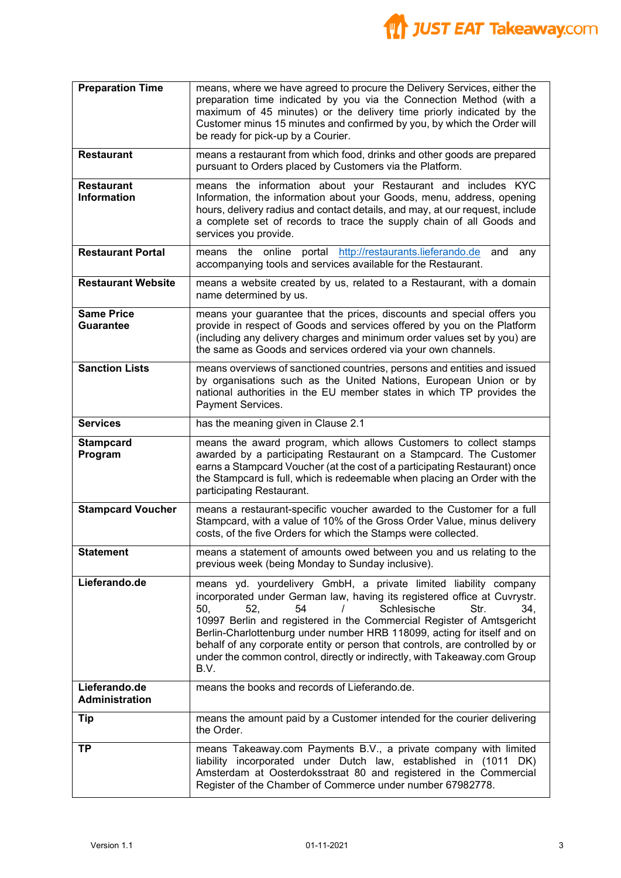| | |
|---|---|
| **Preparation Time** | means, where we have agreed to procure the Delivery Services, either the preparation time indicated by you via the Connection Method (with a maximum of 45 minutes) or the delivery time priorly indicated by the Customer minus 15 minutes and confirmed by you, by which the Order will be ready for pick-up by a Courier. |
| **Restaurant** | means a restaurant from which food, drinks and other goods are prepared pursuant to Orders placed by Customers via the Platform. |
| **Restaurant Information** | means the information about your Restaurant and includes KYC Information, the information about your Goods, menu, address, opening hours, delivery radius and contact details, and may, at our request, include a complete set of records to trace the supply chain of all Goods and services you provide. |
| **Restaurant Portal** | means the online portal http://restaurants.lieferando.de and any accompanying tools and services available for the Restaurant. |
| **Restaurant Website** | means a website created by us, related to a Restaurant, with a domain name determined by us. |
| **Same Price Guarantee** | means your guarantee that the prices, discounts and special offers you provide in respect of Goods and services offered by you on the Platform (including any delivery charges and minimum order values set by you) are the same as Goods and services ordered via your own channels. |
| **Sanction Lists** | means overviews of sanctioned countries, persons and entities and issued by organisations such as the United Nations, European Union or by national authorities in the EU member states in which TP provides the Payment Services. |
| **Services** | has the meaning given in Clause 2.1 |
| **Stampcard Program** | means the award program, which allows Customers to collect stamps awarded by a participating Restaurant on a Stampcard. The Customer earns a Stampcard Voucher (at the cost of a participating Restaurant) once the Stampcard is full, which is redeemable when placing an Order with the participating Restaurant. |
| **Stampcard Voucher** | means a restaurant-specific voucher awarded to the Customer for a full Stampcard, with a value of 10% of the Gross Order Value, minus delivery costs, of the five Orders for which the Stamps were collected. |
| **Statement** | means a statement of amounts owed between you and us relating to the previous week (being Monday to Sunday inclusive). |
| **Lieferando.de** | means yd. yourdelivery GmbH, a private limited liability company incorporated under German law, having its registered office at Cuvrystr. 50, 52, 54 / Schlesische Str. 34, 10997 Berlin and registered in the Commercial Register of Amtsgericht Berlin-Charlottenburg under number HRB 118099, acting for itself and on behalf of any corporate entity or person that controls, are controlled by or under the common control, directly or indirectly, with Takeaway.com Group B.V. |
| **Lieferando.de Administration** | means the books and records of Lieferando.de. |
| **Tip** | means the amount paid by a Customer intended for the courier delivering the Order. |
| **TP** | means Takeaway.com Payments B.V., a private company with limited liability incorporated under Dutch law, established in (1011 DK) Amsterdam at Oosterdoksstraat 80 and registered in the Commercial Register of the Chamber of Commerce under number 67982778. |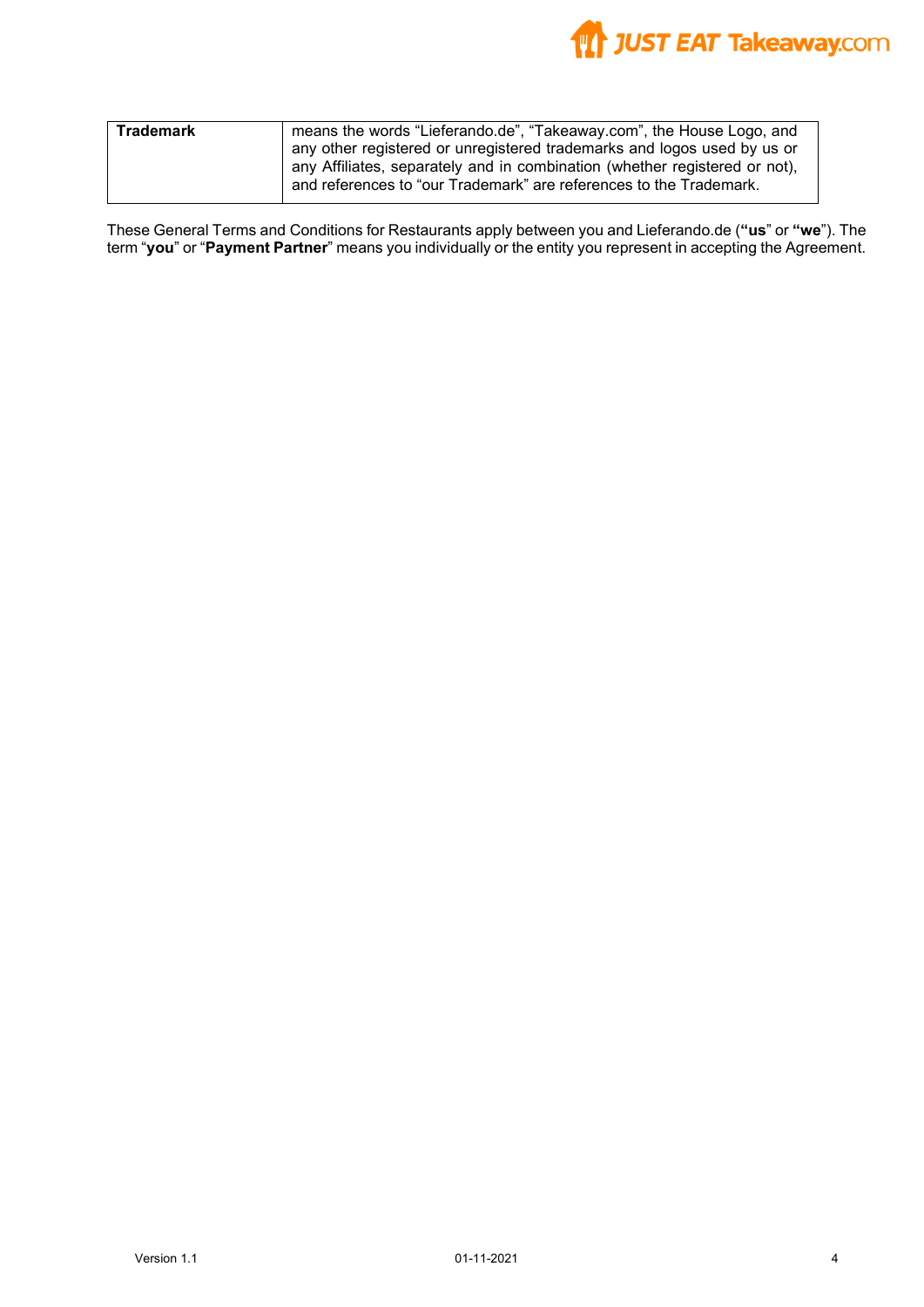| | |
|---|---|
| **Trademark** | means the words “Lieferando.de”, “Takeaway.com”, the House Logo, and any other registered or unregistered trademarks and logos used by us or any Affiliates, separately and in combination (whether registered or not), and references to “our Trademark” are references to the Trademark. |

These General Terms and Conditions for Restaurants apply between you and Lieferando.de (**“us**” or **“we**”). The term “**you**” or “**Payment Partner**” means you individually or the entity you represent in accepting the Agreement.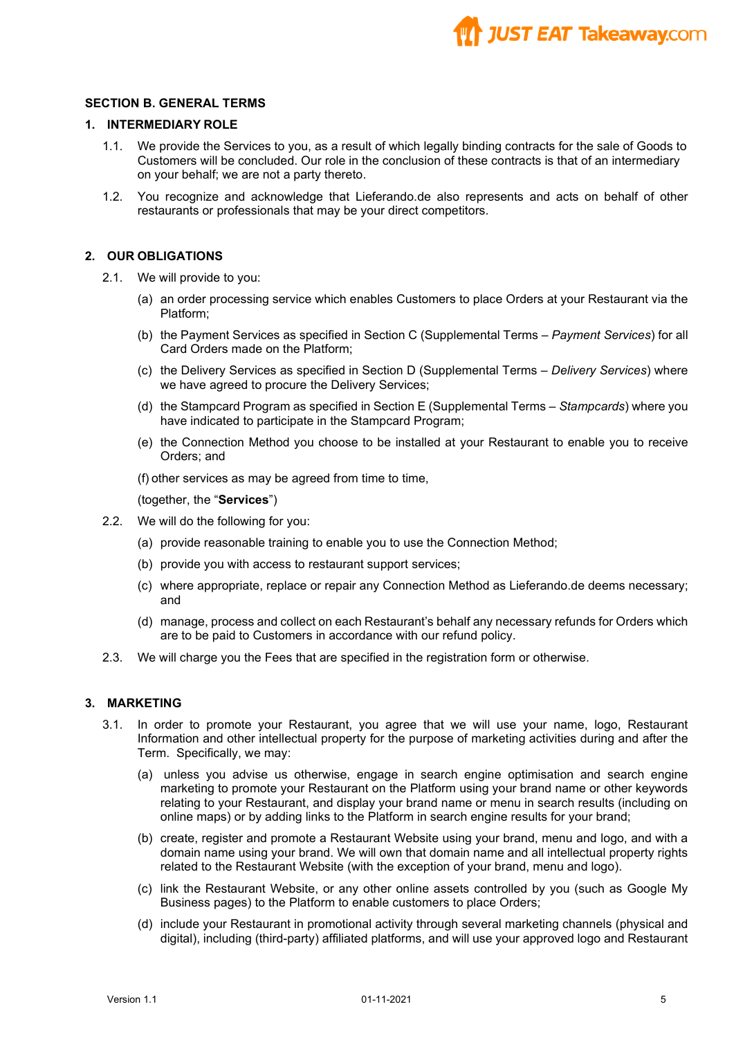## SECTION B. GENERAL TERMS

### 1. INTERMEDIARY ROLE

1.1. We provide the Services to you, as a result of which legally binding contracts for the sale of Goods to Customers will be concluded. Our role in the conclusion of these contracts is that of an intermediary on your behalf; we are not a party thereto.

1.2. You recognize and acknowledge that Lieferando.de also represents and acts on behalf of other restaurants or professionals that may be your direct competitors.

### 2. OUR OBLIGATIONS

2.1. We will provide to you:

(a) an order processing service which enables Customers to place Orders at your Restaurant via the Platform;

(b) the Payment Services as specified in Section C (Supplemental Terms – *Payment Services*) for all Card Orders made on the Platform;

(c) the Delivery Services as specified in Section D (Supplemental Terms – *Delivery Services*) where we have agreed to procure the Delivery Services;

(d) the Stampcard Program as specified in Section E (Supplemental Terms – *Stampcards*) where you have indicated to participate in the Stampcard Program;

(e) the Connection Method you choose to be installed at your Restaurant to enable you to receive Orders; and

(f) other services as may be agreed from time to time,

(together, the "**Services**")

2.2. We will do the following for you:

(a) provide reasonable training to enable you to use the Connection Method;

(b) provide you with access to restaurant support services;

(c) where appropriate, replace or repair any Connection Method as Lieferando.de deems necessary; and

(d) manage, process and collect on each Restaurant's behalf any necessary refunds for Orders which are to be paid to Customers in accordance with our refund policy.

2.3. We will charge you the Fees that are specified in the registration form or otherwise.

### 3. MARKETING

3.1. In order to promote your Restaurant, you agree that we will use your name, logo, Restaurant Information and other intellectual property for the purpose of marketing activities during and after the Term. Specifically, we may:

(a) unless you advise us otherwise, engage in search engine optimisation and search engine marketing to promote your Restaurant on the Platform using your brand name or other keywords relating to your Restaurant, and display your brand name or menu in search results (including on online maps) or by adding links to the Platform in search engine results for your brand;

(b) create, register and promote a Restaurant Website using your brand, menu and logo, and with a domain name using your brand. We will own that domain name and all intellectual property rights related to the Restaurant Website (with the exception of your brand, menu and logo).

(c) link the Restaurant Website, or any other online assets controlled by you (such as Google My Business pages) to the Platform to enable customers to place Orders;

(d) include your Restaurant in promotional activity through several marketing channels (physical and digital), including (third-party) affiliated platforms, and will use your approved logo and Restaurant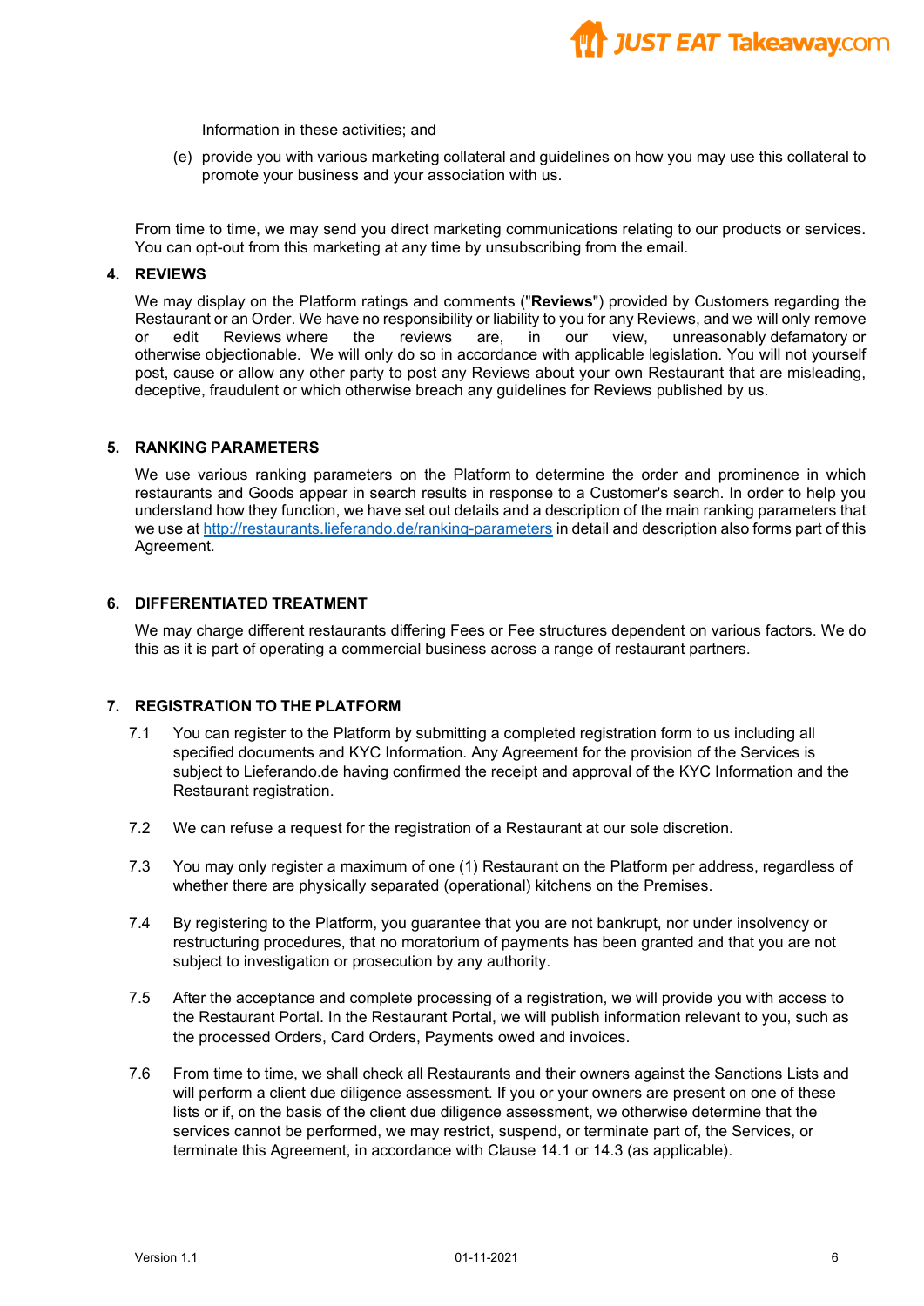Information in these activities; and

(e) provide you with various marketing collateral and guidelines on how you may use this collateral to promote your business and your association with us.

From time to time, we may send you direct marketing communications relating to our products or services. You can opt-out from this marketing at any time by unsubscribing from the email.

## 4. REVIEWS

We may display on the Platform ratings and comments ("**Reviews**") provided by Customers regarding the Restaurant or an Order. We have no responsibility or liability to you for any Reviews, and we will only remove or edit Reviews where the reviews are, in our view, unreasonably defamatory or otherwise objectionable. We will only do so in accordance with applicable legislation. You will not yourself post, cause or allow any other party to post any Reviews about your own Restaurant that are misleading, deceptive, fraudulent or which otherwise breach any guidelines for Reviews published by us.

## 5. RANKING PARAMETERS

We use various ranking parameters on the Platform to determine the order and prominence in which restaurants and Goods appear in search results in response to a Customer's search. In order to help you understand how they function, we have set out details and a description of the main ranking parameters that we use at [http://restaurants.lieferando.de/ranking-parameters](http://restaurants.lieferando.de/ranking-parameters) in detail and description also forms part of this Agreement.

## 6. DIFFERENTIATED TREATMENT

We may charge different restaurants differing Fees or Fee structures dependent on various factors. We do this as it is part of operating a commercial business across a range of restaurant partners.

## 7. REGISTRATION TO THE PLATFORM

7.1 You can register to the Platform by submitting a completed registration form to us including all specified documents and KYC Information. Any Agreement for the provision of the Services is subject to Lieferando.de having confirmed the receipt and approval of the KYC Information and the Restaurant registration.

7.2 We can refuse a request for the registration of a Restaurant at our sole discretion.

7.3 You may only register a maximum of one (1) Restaurant on the Platform per address, regardless of whether there are physically separated (operational) kitchens on the Premises.

7.4 By registering to the Platform, you guarantee that you are not bankrupt, nor under insolvency or restructuring procedures, that no moratorium of payments has been granted and that you are not subject to investigation or prosecution by any authority.

7.5 After the acceptance and complete processing of a registration, we will provide you with access to the Restaurant Portal. In the Restaurant Portal, we will publish information relevant to you, such as the processed Orders, Card Orders, Payments owed and invoices.

7.6 From time to time, we shall check all Restaurants and their owners against the Sanctions Lists and will perform a client due diligence assessment. If you or your owners are present on one of these lists or if, on the basis of the client due diligence assessment, we otherwise determine that the services cannot be performed, we may restrict, suspend, or terminate part of, the Services, or terminate this Agreement, in accordance with Clause 14.1 or 14.3 (as applicable).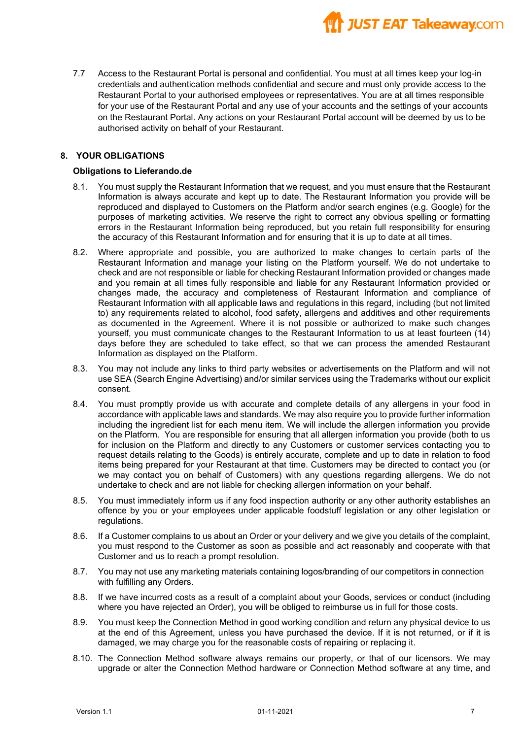7.7 Access to the Restaurant Portal is personal and confidential. You must at all times keep your log-in credentials and authentication methods confidential and secure and must only provide access to the Restaurant Portal to your authorised employees or representatives. You are at all times responsible for your use of the Restaurant Portal and any use of your accounts and the settings of your accounts on the Restaurant Portal. Any actions on your Restaurant Portal account will be deemed by us to be authorised activity on behalf of your Restaurant.

## 8. YOUR OBLIGATIONS

**Obligations to Lieferando.de**

8.1. You must supply the Restaurant Information that we request, and you must ensure that the Restaurant Information is always accurate and kept up to date. The Restaurant Information you provide will be reproduced and displayed to Customers on the Platform and/or search engines (e.g. Google) for the purposes of marketing activities. We reserve the right to correct any obvious spelling or formatting errors in the Restaurant Information being reproduced, but you retain full responsibility for ensuring the accuracy of this Restaurant Information and for ensuring that it is up to date at all times.

8.2. Where appropriate and possible, you are authorized to make changes to certain parts of the Restaurant Information and manage your listing on the Platform yourself. We do not undertake to check and are not responsible or liable for checking Restaurant Information provided or changes made and you remain at all times fully responsible and liable for any Restaurant Information provided or changes made, the accuracy and completeness of Restaurant Information and compliance of Restaurant Information with all applicable laws and regulations in this regard, including (but not limited to) any requirements related to alcohol, food safety, allergens and additives and other requirements as documented in the Agreement. Where it is not possible or authorized to make such changes yourself, you must communicate changes to the Restaurant Information to us at least fourteen (14) days before they are scheduled to take effect, so that we can process the amended Restaurant Information as displayed on the Platform.

8.3. You may not include any links to third party websites or advertisements on the Platform and will not use SEA (Search Engine Advertising) and/or similar services using the Trademarks without our explicit consent.

8.4. You must promptly provide us with accurate and complete details of any allergens in your food in accordance with applicable laws and standards. We may also require you to provide further information including the ingredient list for each menu item. We will include the allergen information you provide on the Platform. You are responsible for ensuring that all allergen information you provide (both to us for inclusion on the Platform and directly to any Customers or customer services contacting you to request details relating to the Goods) is entirely accurate, complete and up to date in relation to food items being prepared for your Restaurant at that time. Customers may be directed to contact you (or we may contact you on behalf of Customers) with any questions regarding allergens. We do not undertake to check and are not liable for checking allergen information on your behalf.

8.5. You must immediately inform us if any food inspection authority or any other authority establishes an offence by you or your employees under applicable foodstuff legislation or any other legislation or regulations.

8.6. If a Customer complains to us about an Order or your delivery and we give you details of the complaint, you must respond to the Customer as soon as possible and act reasonably and cooperate with that Customer and us to reach a prompt resolution.

8.7. You may not use any marketing materials containing logos/branding of our competitors in connection with fulfilling any Orders.

8.8. If we have incurred costs as a result of a complaint about your Goods, services or conduct (including where you have rejected an Order), you will be obliged to reimburse us in full for those costs.

8.9. You must keep the Connection Method in good working condition and return any physical device to us at the end of this Agreement, unless you have purchased the device. If it is not returned, or if it is damaged, we may charge you for the reasonable costs of repairing or replacing it.

8.10. The Connection Method software always remains our property, or that of our licensors. We may upgrade or alter the Connection Method hardware or Connection Method software at any time, and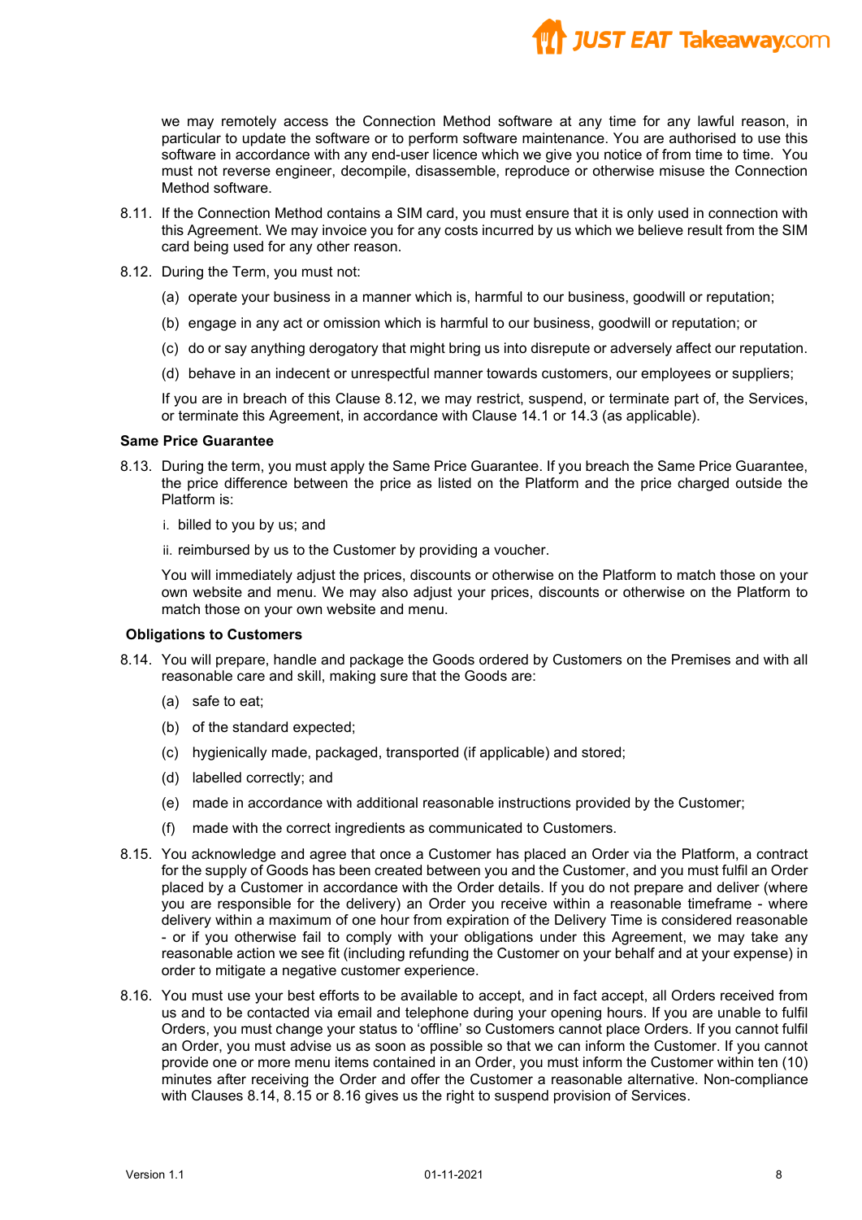we may remotely access the Connection Method software at any time for any lawful reason, in particular to update the software or to perform software maintenance. You are authorised to use this software in accordance with any end-user licence which we give you notice of from time to time. You must not reverse engineer, decompile, disassemble, reproduce or otherwise misuse the Connection Method software.

8.11. If the Connection Method contains a SIM card, you must ensure that it is only used in connection with this Agreement. We may invoice you for any costs incurred by us which we believe result from the SIM card being used for any other reason.

8.12. During the Term, you must not:

(a) operate your business in a manner which is, harmful to our business, goodwill or reputation;

(b) engage in any act or omission which is harmful to our business, goodwill or reputation; or

(c) do or say anything derogatory that might bring us into disrepute or adversely affect our reputation.

(d) behave in an indecent or unrespectful manner towards customers, our employees or suppliers;

If you are in breach of this Clause 8.12, we may restrict, suspend, or terminate part of, the Services, or terminate this Agreement, in accordance with Clause 14.1 or 14.3 (as applicable).

**Same Price Guarantee**

8.13. During the term, you must apply the Same Price Guarantee. If you breach the Same Price Guarantee, the price difference between the price as listed on the Platform and the price charged outside the Platform is:

i. billed to you by us; and

ii. reimbursed by us to the Customer by providing a voucher.

You will immediately adjust the prices, discounts or otherwise on the Platform to match those on your own website and menu. We may also adjust your prices, discounts or otherwise on the Platform to match those on your own website and menu.

**Obligations to Customers**

8.14. You will prepare, handle and package the Goods ordered by Customers on the Premises and with all reasonable care and skill, making sure that the Goods are:

(a) safe to eat;

(b) of the standard expected;

(c) hygienically made, packaged, transported (if applicable) and stored;

(d) labelled correctly; and

(e) made in accordance with additional reasonable instructions provided by the Customer;

(f) made with the correct ingredients as communicated to Customers.

8.15. You acknowledge and agree that once a Customer has placed an Order via the Platform, a contract for the supply of Goods has been created between you and the Customer, and you must fulfil an Order placed by a Customer in accordance with the Order details. If you do not prepare and deliver (where you are responsible for the delivery) an Order you receive within a reasonable timeframe - where delivery within a maximum of one hour from expiration of the Delivery Time is considered reasonable - or if you otherwise fail to comply with your obligations under this Agreement, we may take any reasonable action we see fit (including refunding the Customer on your behalf and at your expense) in order to mitigate a negative customer experience.

8.16. You must use your best efforts to be available to accept, and in fact accept, all Orders received from us and to be contacted via email and telephone during your opening hours. If you are unable to fulfil Orders, you must change your status to 'offline' so Customers cannot place Orders. If you cannot fulfil an Order, you must advise us as soon as possible so that we can inform the Customer. If you cannot provide one or more menu items contained in an Order, you must inform the Customer within ten (10) minutes after receiving the Order and offer the Customer a reasonable alternative. Non-compliance with Clauses 8.14, 8.15 or 8.16 gives us the right to suspend provision of Services.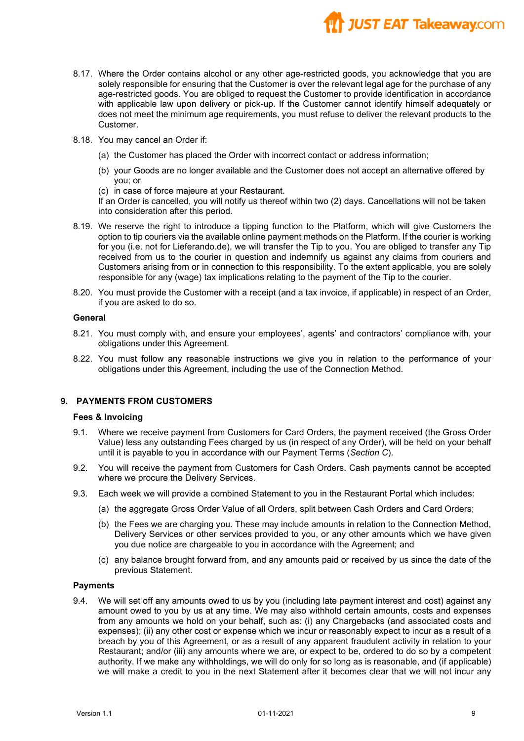8.17. Where the Order contains alcohol or any other age-restricted goods, you acknowledge that you are solely responsible for ensuring that the Customer is over the relevant legal age for the purchase of any age-restricted goods. You are obliged to request the Customer to provide identification in accordance with applicable law upon delivery or pick-up. If the Customer cannot identify himself adequately or does not meet the minimum age requirements, you must refuse to deliver the relevant products to the Customer.

8.18. You may cancel an Order if:

(a) the Customer has placed the Order with incorrect contact or address information;

(b) your Goods are no longer available and the Customer does not accept an alternative offered by you; or

(c) in case of force majeure at your Restaurant.

If an Order is cancelled, you will notify us thereof within two (2) days. Cancellations will not be taken into consideration after this period.

8.19. We reserve the right to introduce a tipping function to the Platform, which will give Customers the option to tip couriers via the available online payment methods on the Platform. If the courier is working for you (i.e. not for Lieferando.de), we will transfer the Tip to you. You are obliged to transfer any Tip received from us to the courier in question and indemnify us against any claims from couriers and Customers arising from or in connection to this responsibility. To the extent applicable, you are solely responsible for any (wage) tax implications relating to the payment of the Tip to the courier.

8.20. You must provide the Customer with a receipt (and a tax invoice, if applicable) in respect of an Order, if you are asked to do so.

**General**

8.21. You must comply with, and ensure your employees', agents' and contractors' compliance with, your obligations under this Agreement.

8.22. You must follow any reasonable instructions we give you in relation to the performance of your obligations under this Agreement, including the use of the Connection Method.

## 9. PAYMENTS FROM CUSTOMERS

**Fees & Invoicing**

9.1. Where we receive payment from Customers for Card Orders, the payment received (the Gross Order Value) less any outstanding Fees charged by us (in respect of any Order), will be held on your behalf until it is payable to you in accordance with our Payment Terms (*Section C*).

9.2. You will receive the payment from Customers for Cash Orders. Cash payments cannot be accepted where we procure the Delivery Services.

9.3. Each week we will provide a combined Statement to you in the Restaurant Portal which includes:

(a) the aggregate Gross Order Value of all Orders, split between Cash Orders and Card Orders;

(b) the Fees we are charging you. These may include amounts in relation to the Connection Method, Delivery Services or other services provided to you, or any other amounts which we have given you due notice are chargeable to you in accordance with the Agreement; and

(c) any balance brought forward from, and any amounts paid or received by us since the date of the previous Statement.

**Payments**

9.4. We will set off any amounts owed to us by you (including late payment interest and cost) against any amount owed to you by us at any time. We may also withhold certain amounts, costs and expenses from any amounts we hold on your behalf, such as: (i) any Chargebacks (and associated costs and expenses); (ii) any other cost or expense which we incur or reasonably expect to incur as a result of a breach by you of this Agreement, or as a result of any apparent fraudulent activity in relation to your Restaurant; and/or (iii) any amounts where we are, or expect to be, ordered to do so by a competent authority. If we make any withholdings, we will do only for so long as is reasonable, and (if applicable) we will make a credit to you in the next Statement after it becomes clear that we will not incur any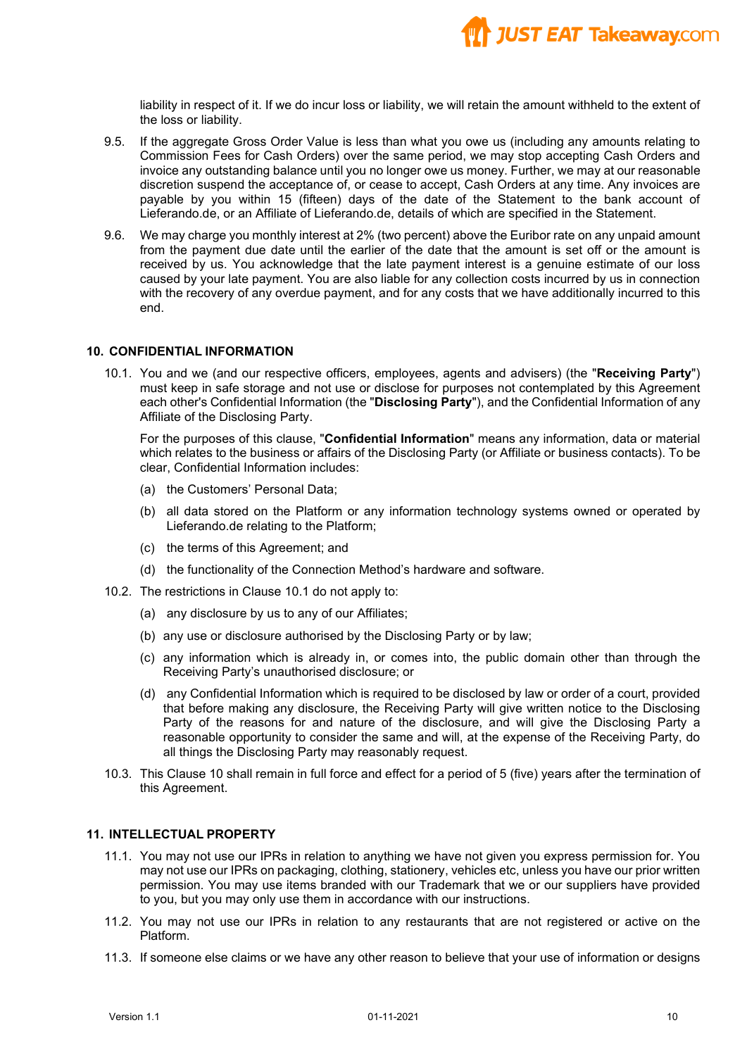liability in respect of it. If we do incur loss or liability, we will retain the amount withheld to the extent of the loss or liability.

9.5. If the aggregate Gross Order Value is less than what you owe us (including any amounts relating to Commission Fees for Cash Orders) over the same period, we may stop accepting Cash Orders and invoice any outstanding balance until you no longer owe us money. Further, we may at our reasonable discretion suspend the acceptance of, or cease to accept, Cash Orders at any time. Any invoices are payable by you within 15 (fifteen) days of the date of the Statement to the bank account of Lieferando.de, or an Affiliate of Lieferando.de, details of which are specified in the Statement.

9.6. We may charge you monthly interest at 2% (two percent) above the Euribor rate on any unpaid amount from the payment due date until the earlier of the date that the amount is set off or the amount is received by us. You acknowledge that the late payment interest is a genuine estimate of our loss caused by your late payment. You are also liable for any collection costs incurred by us in connection with the recovery of any overdue payment, and for any costs that we have additionally incurred to this end.

## 10. CONFIDENTIAL INFORMATION

10.1. You and we (and our respective officers, employees, agents and advisers) (the "**Receiving Party**") must keep in safe storage and not use or disclose for purposes not contemplated by this Agreement each other's Confidential Information (the "**Disclosing Party**"), and the Confidential Information of any Affiliate of the Disclosing Party.

For the purposes of this clause, "**Confidential Information**" means any information, data or material which relates to the business or affairs of the Disclosing Party (or Affiliate or business contacts). To be clear, Confidential Information includes:

(a) the Customers' Personal Data;

(b) all data stored on the Platform or any information technology systems owned or operated by Lieferando.de relating to the Platform;

(c) the terms of this Agreement; and

(d) the functionality of the Connection Method's hardware and software.

10.2. The restrictions in Clause 10.1 do not apply to:

(a) any disclosure by us to any of our Affiliates;

(b) any use or disclosure authorised by the Disclosing Party or by law;

(c) any information which is already in, or comes into, the public domain other than through the Receiving Party's unauthorised disclosure; or

(d) any Confidential Information which is required to be disclosed by law or order of a court, provided that before making any disclosure, the Receiving Party will give written notice to the Disclosing Party of the reasons for and nature of the disclosure, and will give the Disclosing Party a reasonable opportunity to consider the same and will, at the expense of the Receiving Party, do all things the Disclosing Party may reasonably request.

10.3. This Clause 10 shall remain in full force and effect for a period of 5 (five) years after the termination of this Agreement.

## 11. INTELLECTUAL PROPERTY

11.1. You may not use our IPRs in relation to anything we have not given you express permission for. You may not use our IPRs on packaging, clothing, stationery, vehicles etc, unless you have our prior written permission. You may use items branded with our Trademark that we or our suppliers have provided to you, but you may only use them in accordance with our instructions.

11.2. You may not use our IPRs in relation to any restaurants that are not registered or active on the Platform.

11.3. If someone else claims or we have any other reason to believe that your use of information or designs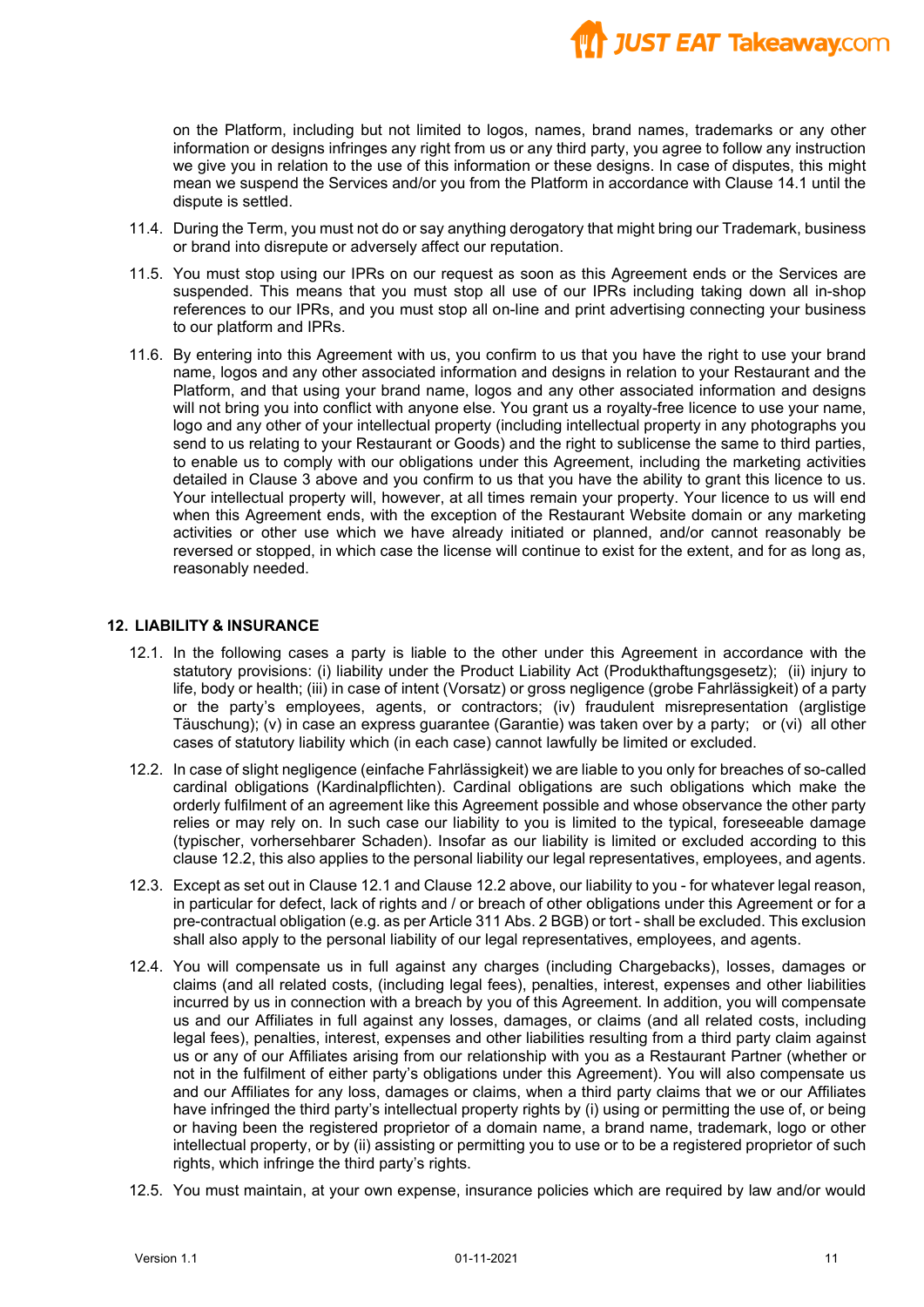on the Platform, including but not limited to logos, names, brand names, trademarks or any other information or designs infringes any right from us or any third party, you agree to follow any instruction we give you in relation to the use of this information or these designs. In case of disputes, this might mean we suspend the Services and/or you from the Platform in accordance with Clause 14.1 until the dispute is settled.

11.4. During the Term, you must not do or say anything derogatory that might bring our Trademark, business or brand into disrepute or adversely affect our reputation.

11.5. You must stop using our IPRs on our request as soon as this Agreement ends or the Services are suspended. This means that you must stop all use of our IPRs including taking down all in-shop references to our IPRs, and you must stop all on-line and print advertising connecting your business to our platform and IPRs.

11.6. By entering into this Agreement with us, you confirm to us that you have the right to use your brand name, logos and any other associated information and designs in relation to your Restaurant and the Platform, and that using your brand name, logos and any other associated information and designs will not bring you into conflict with anyone else. You grant us a royalty-free licence to use your name, logo and any other of your intellectual property (including intellectual property in any photographs you send to us relating to your Restaurant or Goods) and the right to sublicense the same to third parties, to enable us to comply with our obligations under this Agreement, including the marketing activities detailed in Clause 3 above and you confirm to us that you have the ability to grant this licence to us. Your intellectual property will, however, at all times remain your property. Your licence to us will end when this Agreement ends, with the exception of the Restaurant Website domain or any marketing activities or other use which we have already initiated or planned, and/or cannot reasonably be reversed or stopped, in which case the license will continue to exist for the extent, and for as long as, reasonably needed.

## 12. LIABILITY & INSURANCE

12.1. In the following cases a party is liable to the other under this Agreement in accordance with the statutory provisions: (i) liability under the Product Liability Act (Produkthaftungsgesetz); (ii) injury to life, body or health; (iii) in case of intent (Vorsatz) or gross negligence (grobe Fahrlässigkeit) of a party or the party's employees, agents, or contractors; (iv) fraudulent misrepresentation (arglistige Täuschung); (v) in case an express guarantee (Garantie) was taken over by a party; or (vi) all other cases of statutory liability which (in each case) cannot lawfully be limited or excluded.

12.2. In case of slight negligence (einfache Fahrlässigkeit) we are liable to you only for breaches of so-called cardinal obligations (Kardinalpflichten). Cardinal obligations are such obligations which make the orderly fulfilment of an agreement like this Agreement possible and whose observance the other party relies or may rely on. In such case our liability to you is limited to the typical, foreseeable damage (typischer, vorhersehbarer Schaden). Insofar as our liability is limited or excluded according to this clause 12.2, this also applies to the personal liability our legal representatives, employees, and agents.

12.3. Except as set out in Clause 12.1 and Clause 12.2 above, our liability to you - for whatever legal reason, in particular for defect, lack of rights and / or breach of other obligations under this Agreement or for a pre-contractual obligation (e.g. as per Article 311 Abs. 2 BGB) or tort - shall be excluded. This exclusion shall also apply to the personal liability of our legal representatives, employees, and agents.

12.4. You will compensate us in full against any charges (including Chargebacks), losses, damages or claims (and all related costs, (including legal fees), penalties, interest, expenses and other liabilities incurred by us in connection with a breach by you of this Agreement. In addition, you will compensate us and our Affiliates in full against any losses, damages, or claims (and all related costs, including legal fees), penalties, interest, expenses and other liabilities resulting from a third party claim against us or any of our Affiliates arising from our relationship with you as a Restaurant Partner (whether or not in the fulfilment of either party's obligations under this Agreement). You will also compensate us and our Affiliates for any loss, damages or claims, when a third party claims that we or our Affiliates have infringed the third party's intellectual property rights by (i) using or permitting the use of, or being or having been the registered proprietor of a domain name, a brand name, trademark, logo or other intellectual property, or by (ii) assisting or permitting you to use or to be a registered proprietor of such rights, which infringe the third party's rights.

12.5. You must maintain, at your own expense, insurance policies which are required by law and/or would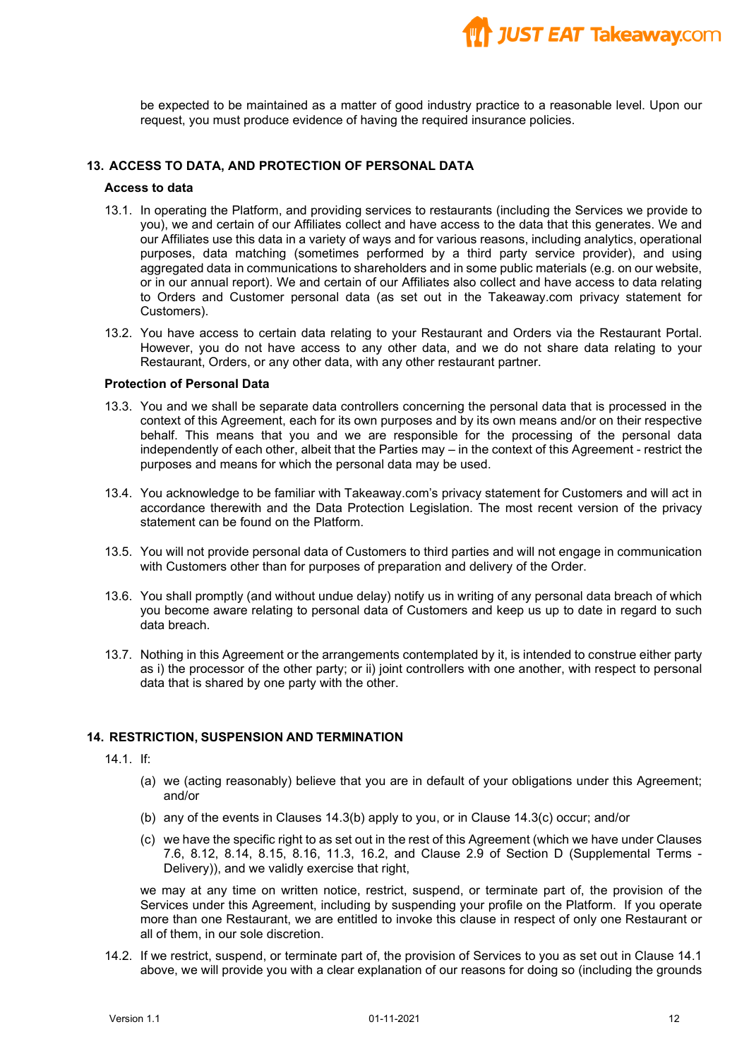be expected to be maintained as a matter of good industry practice to a reasonable level. Upon our request, you must produce evidence of having the required insurance policies.

## 13. ACCESS TO DATA, AND PROTECTION OF PERSONAL DATA

### Access to data

13.1. In operating the Platform, and providing services to restaurants (including the Services we provide to you), we and certain of our Affiliates collect and have access to the data that this generates. We and our Affiliates use this data in a variety of ways and for various reasons, including analytics, operational purposes, data matching (sometimes performed by a third party service provider), and using aggregated data in communications to shareholders and in some public materials (e.g. on our website, or in our annual report). We and certain of our Affiliates also collect and have access to data relating to Orders and Customer personal data (as set out in the Takeaway.com privacy statement for Customers).

13.2. You have access to certain data relating to your Restaurant and Orders via the Restaurant Portal. However, you do not have access to any other data, and we do not share data relating to your Restaurant, Orders, or any other data, with any other restaurant partner.

### Protection of Personal Data

13.3. You and we shall be separate data controllers concerning the personal data that is processed in the context of this Agreement, each for its own purposes and by its own means and/or on their respective behalf. This means that you and we are responsible for the processing of the personal data independently of each other, albeit that the Parties may – in the context of this Agreement - restrict the purposes and means for which the personal data may be used.

13.4. You acknowledge to be familiar with Takeaway.com's privacy statement for Customers and will act in accordance therewith and the Data Protection Legislation. The most recent version of the privacy statement can be found on the Platform.

13.5. You will not provide personal data of Customers to third parties and will not engage in communication with Customers other than for purposes of preparation and delivery of the Order.

13.6. You shall promptly (and without undue delay) notify us in writing of any personal data breach of which you become aware relating to personal data of Customers and keep us up to date in regard to such data breach.

13.7. Nothing in this Agreement or the arrangements contemplated by it, is intended to construe either party as i) the processor of the other party; or ii) joint controllers with one another, with respect to personal data that is shared by one party with the other.

## 14. RESTRICTION, SUSPENSION AND TERMINATION

14.1. If:

(a) we (acting reasonably) believe that you are in default of your obligations under this Agreement; and/or

(b) any of the events in Clauses 14.3(b) apply to you, or in Clause 14.3(c) occur; and/or

(c) we have the specific right to as set out in the rest of this Agreement (which we have under Clauses 7.6, 8.12, 8.14, 8.15, 8.16, 11.3, 16.2, and Clause 2.9 of Section D (Supplemental Terms - Delivery)), and we validly exercise that right,

we may at any time on written notice, restrict, suspend, or terminate part of, the provision of the Services under this Agreement, including by suspending your profile on the Platform. If you operate more than one Restaurant, we are entitled to invoke this clause in respect of only one Restaurant or all of them, in our sole discretion.

14.2. If we restrict, suspend, or terminate part of, the provision of Services to you as set out in Clause 14.1 above, we will provide you with a clear explanation of our reasons for doing so (including the grounds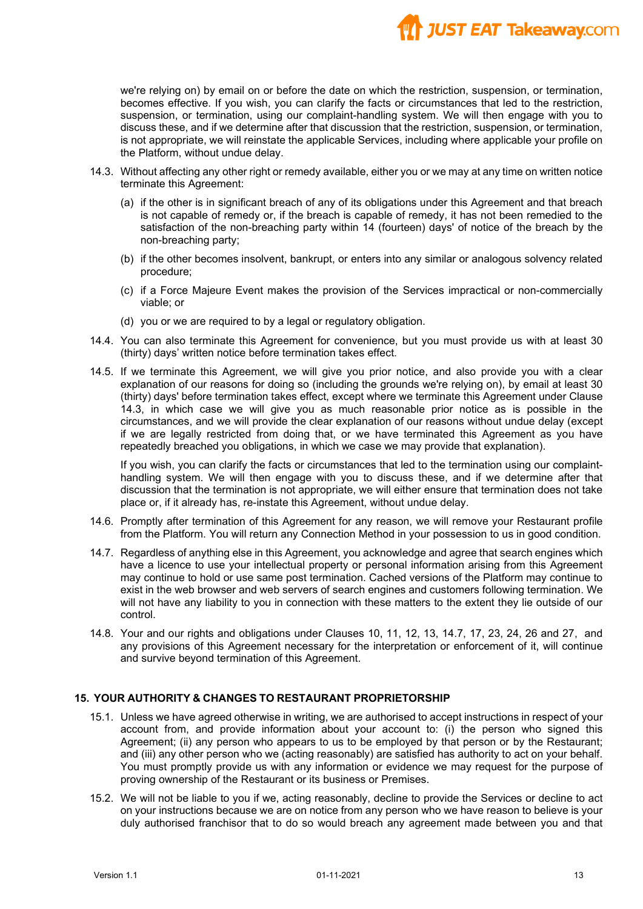we're relying on) by email on or before the date on which the restriction, suspension, or termination, becomes effective. If you wish, you can clarify the facts or circumstances that led to the restriction, suspension, or termination, using our complaint-handling system. We will then engage with you to discuss these, and if we determine after that discussion that the restriction, suspension, or termination, is not appropriate, we will reinstate the applicable Services, including where applicable your profile on the Platform, without undue delay.

14.3. Without affecting any other right or remedy available, either you or we may at any time on written notice terminate this Agreement:

(a) if the other is in significant breach of any of its obligations under this Agreement and that breach is not capable of remedy or, if the breach is capable of remedy, it has not been remedied to the satisfaction of the non-breaching party within 14 (fourteen) days' of notice of the breach by the non-breaching party;

(b) if the other becomes insolvent, bankrupt, or enters into any similar or analogous solvency related procedure;

(c) if a Force Majeure Event makes the provision of the Services impractical or non-commercially viable; or

(d) you or we are required to by a legal or regulatory obligation.

14.4. You can also terminate this Agreement for convenience, but you must provide us with at least 30 (thirty) days' written notice before termination takes effect.

14.5. If we terminate this Agreement, we will give you prior notice, and also provide you with a clear explanation of our reasons for doing so (including the grounds we're relying on), by email at least 30 (thirty) days' before termination takes effect, except where we terminate this Agreement under Clause 14.3, in which case we will give you as much reasonable prior notice as is possible in the circumstances, and we will provide the clear explanation of our reasons without undue delay (except if we are legally restricted from doing that, or we have terminated this Agreement as you have repeatedly breached you obligations, in which we case we may provide that explanation).

If you wish, you can clarify the facts or circumstances that led to the termination using our complaint-handling system. We will then engage with you to discuss these, and if we determine after that discussion that the termination is not appropriate, we will either ensure that termination does not take place or, if it already has, re-instate this Agreement, without undue delay.

14.6. Promptly after termination of this Agreement for any reason, we will remove your Restaurant profile from the Platform. You will return any Connection Method in your possession to us in good condition.

14.7. Regardless of anything else in this Agreement, you acknowledge and agree that search engines which have a licence to use your intellectual property or personal information arising from this Agreement may continue to hold or use same post termination. Cached versions of the Platform may continue to exist in the web browser and web servers of search engines and customers following termination. We will not have any liability to you in connection with these matters to the extent they lie outside of our control.

14.8. Your and our rights and obligations under Clauses 10, 11, 12, 13, 14.7, 17, 23, 24, 26 and 27, and any provisions of this Agreement necessary for the interpretation or enforcement of it, will continue and survive beyond termination of this Agreement.

## 15. YOUR AUTHORITY & CHANGES TO RESTAURANT PROPRIETORSHIP

15.1. Unless we have agreed otherwise in writing, we are authorised to accept instructions in respect of your account from, and provide information about your account to: (i) the person who signed this Agreement; (ii) any person who appears to us to be employed by that person or by the Restaurant; and (iii) any other person who we (acting reasonably) are satisfied has authority to act on your behalf. You must promptly provide us with any information or evidence we may request for the purpose of proving ownership of the Restaurant or its business or Premises.

15.2. We will not be liable to you if we, acting reasonably, decline to provide the Services or decline to act on your instructions because we are on notice from any person who we have reason to believe is your duly authorised franchisor that to do so would breach any agreement made between you and that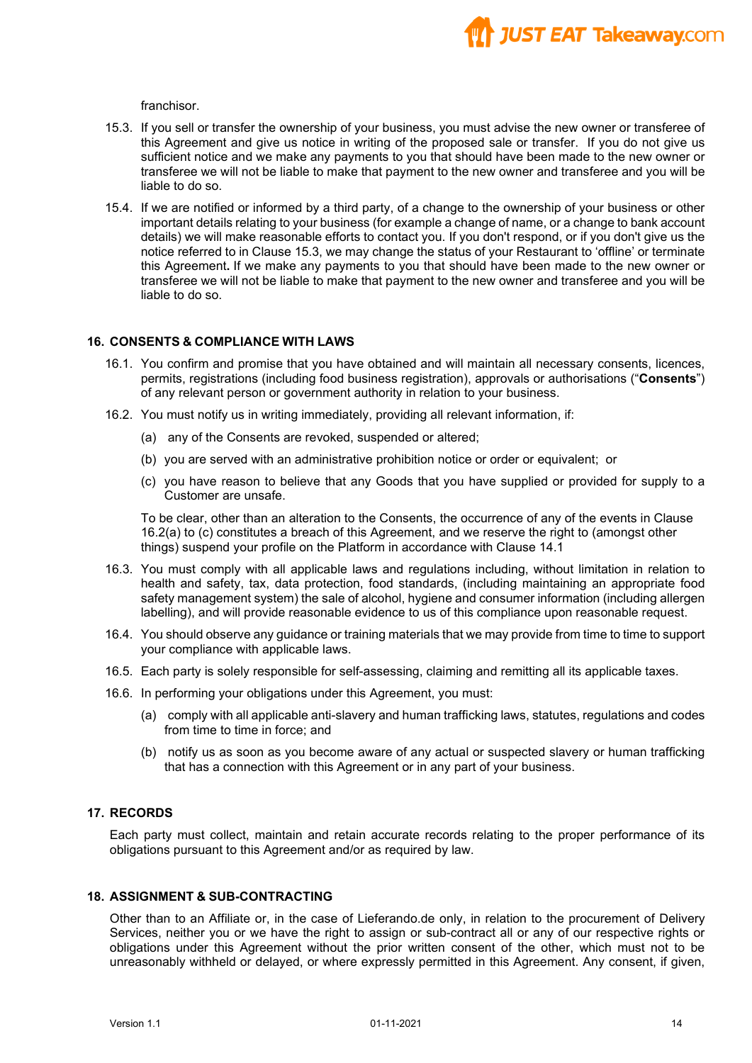franchisor.

15.3. If you sell or transfer the ownership of your business, you must advise the new owner or transferee of this Agreement and give us notice in writing of the proposed sale or transfer. If you do not give us sufficient notice and we make any payments to you that should have been made to the new owner or transferee we will not be liable to make that payment to the new owner and transferee and you will be liable to do so.

15.4. If we are notified or informed by a third party, of a change to the ownership of your business or other important details relating to your business (for example a change of name, or a change to bank account details) we will make reasonable efforts to contact you. If you don't respond, or if you don't give us the notice referred to in Clause 15.3, we may change the status of your Restaurant to 'offline' or terminate this Agreement. If we make any payments to you that should have been made to the new owner or transferee we will not be liable to make that payment to the new owner and transferee and you will be liable to do so.

## 16. CONSENTS & COMPLIANCE WITH LAWS

16.1. You confirm and promise that you have obtained and will maintain all necessary consents, licences, permits, registrations (including food business registration), approvals or authorisations ("**Consents**") of any relevant person or government authority in relation to your business.

16.2. You must notify us in writing immediately, providing all relevant information, if:

(a) any of the Consents are revoked, suspended or altered;

(b) you are served with an administrative prohibition notice or order or equivalent; or

(c) you have reason to believe that any Goods that you have supplied or provided for supply to a Customer are unsafe.

To be clear, other than an alteration to the Consents, the occurrence of any of the events in Clause 16.2(a) to (c) constitutes a breach of this Agreement, and we reserve the right to (amongst other things) suspend your profile on the Platform in accordance with Clause 14.1

16.3. You must comply with all applicable laws and regulations including, without limitation in relation to health and safety, tax, data protection, food standards, (including maintaining an appropriate food safety management system) the sale of alcohol, hygiene and consumer information (including allergen labelling), and will provide reasonable evidence to us of this compliance upon reasonable request.

16.4. You should observe any guidance or training materials that we may provide from time to time to support your compliance with applicable laws.

16.5. Each party is solely responsible for self-assessing, claiming and remitting all its applicable taxes.

16.6. In performing your obligations under this Agreement, you must:

(a) comply with all applicable anti-slavery and human trafficking laws, statutes, regulations and codes from time to time in force; and

(b) notify us as soon as you become aware of any actual or suspected slavery or human trafficking that has a connection with this Agreement or in any part of your business.

## 17. RECORDS

Each party must collect, maintain and retain accurate records relating to the proper performance of its obligations pursuant to this Agreement and/or as required by law.

## 18. ASSIGNMENT & SUB-CONTRACTING

Other than to an Affiliate or, in the case of Lieferando.de only, in relation to the procurement of Delivery Services, neither you or we have the right to assign or sub-contract all or any of our respective rights or obligations under this Agreement without the prior written consent of the other, which must not to be unreasonably withheld or delayed, or where expressly permitted in this Agreement. Any consent, if given,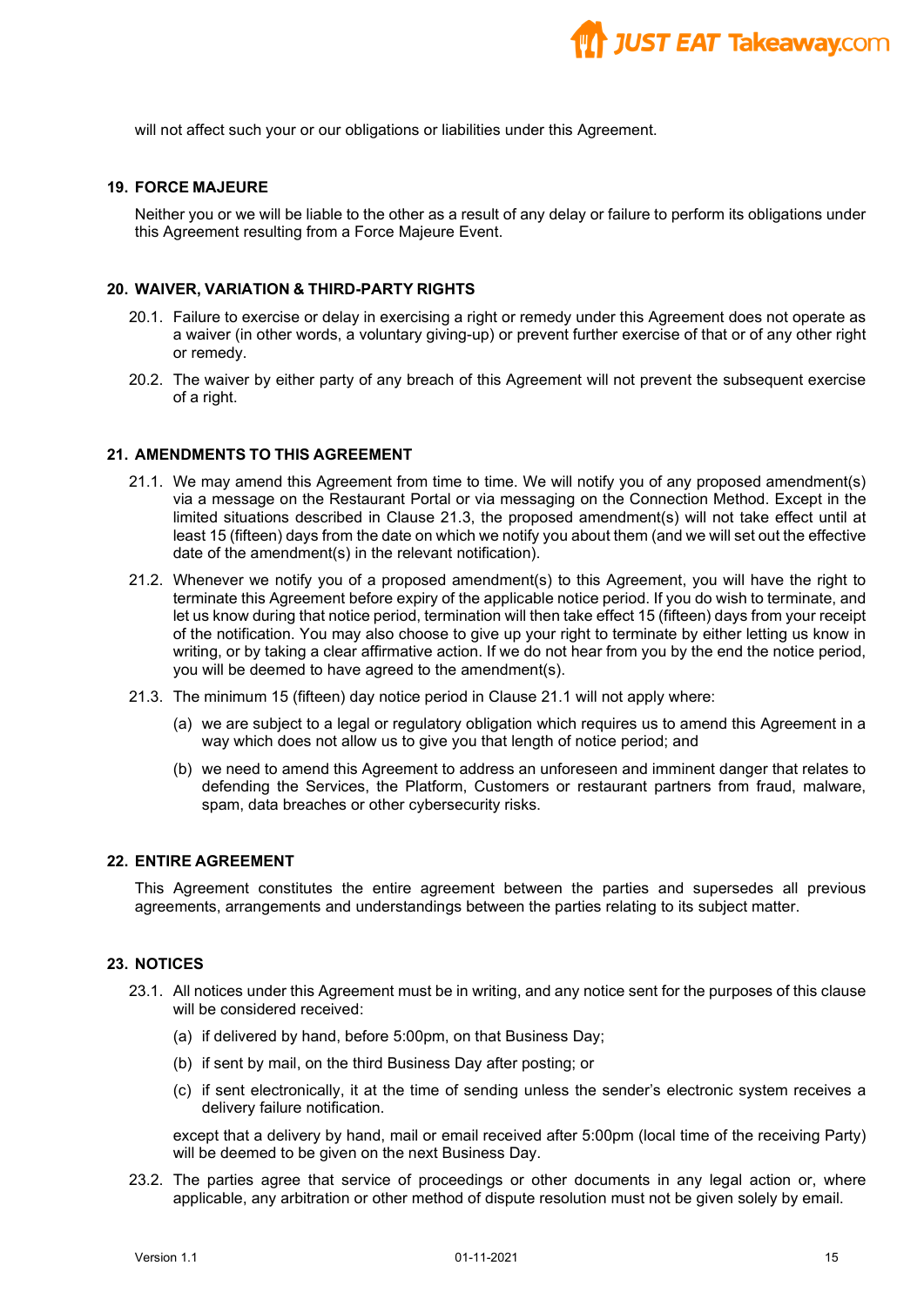will not affect such your or our obligations or liabilities under this Agreement.

## 19. FORCE MAJEURE

Neither you or we will be liable to the other as a result of any delay or failure to perform its obligations under this Agreement resulting from a Force Majeure Event.

## 20. WAIVER, VARIATION & THIRD-PARTY RIGHTS

20.1. Failure to exercise or delay in exercising a right or remedy under this Agreement does not operate as a waiver (in other words, a voluntary giving-up) or prevent further exercise of that or of any other right or remedy.

20.2. The waiver by either party of any breach of this Agreement will not prevent the subsequent exercise of a right.

## 21. AMENDMENTS TO THIS AGREEMENT

21.1. We may amend this Agreement from time to time. We will notify you of any proposed amendment(s) via a message on the Restaurant Portal or via messaging on the Connection Method. Except in the limited situations described in Clause 21.3, the proposed amendment(s) will not take effect until at least 15 (fifteen) days from the date on which we notify you about them (and we will set out the effective date of the amendment(s) in the relevant notification).

21.2. Whenever we notify you of a proposed amendment(s) to this Agreement, you will have the right to terminate this Agreement before expiry of the applicable notice period. If you do wish to terminate, and let us know during that notice period, termination will then take effect 15 (fifteen) days from your receipt of the notification. You may also choose to give up your right to terminate by either letting us know in writing, or by taking a clear affirmative action. If we do not hear from you by the end the notice period, you will be deemed to have agreed to the amendment(s).

21.3. The minimum 15 (fifteen) day notice period in Clause 21.1 will not apply where:

(a) we are subject to a legal or regulatory obligation which requires us to amend this Agreement in a way which does not allow us to give you that length of notice period; and

(b) we need to amend this Agreement to address an unforeseen and imminent danger that relates to defending the Services, the Platform, Customers or restaurant partners from fraud, malware, spam, data breaches or other cybersecurity risks.

## 22. ENTIRE AGREEMENT

This Agreement constitutes the entire agreement between the parties and supersedes all previous agreements, arrangements and understandings between the parties relating to its subject matter.

## 23. NOTICES

23.1. All notices under this Agreement must be in writing, and any notice sent for the purposes of this clause will be considered received:

(a) if delivered by hand, before 5:00pm, on that Business Day;

(b) if sent by mail, on the third Business Day after posting; or

(c) if sent electronically, it at the time of sending unless the sender's electronic system receives a delivery failure notification.

except that a delivery by hand, mail or email received after 5:00pm (local time of the receiving Party) will be deemed to be given on the next Business Day.

23.2. The parties agree that service of proceedings or other documents in any legal action or, where applicable, any arbitration or other method of dispute resolution must not be given solely by email.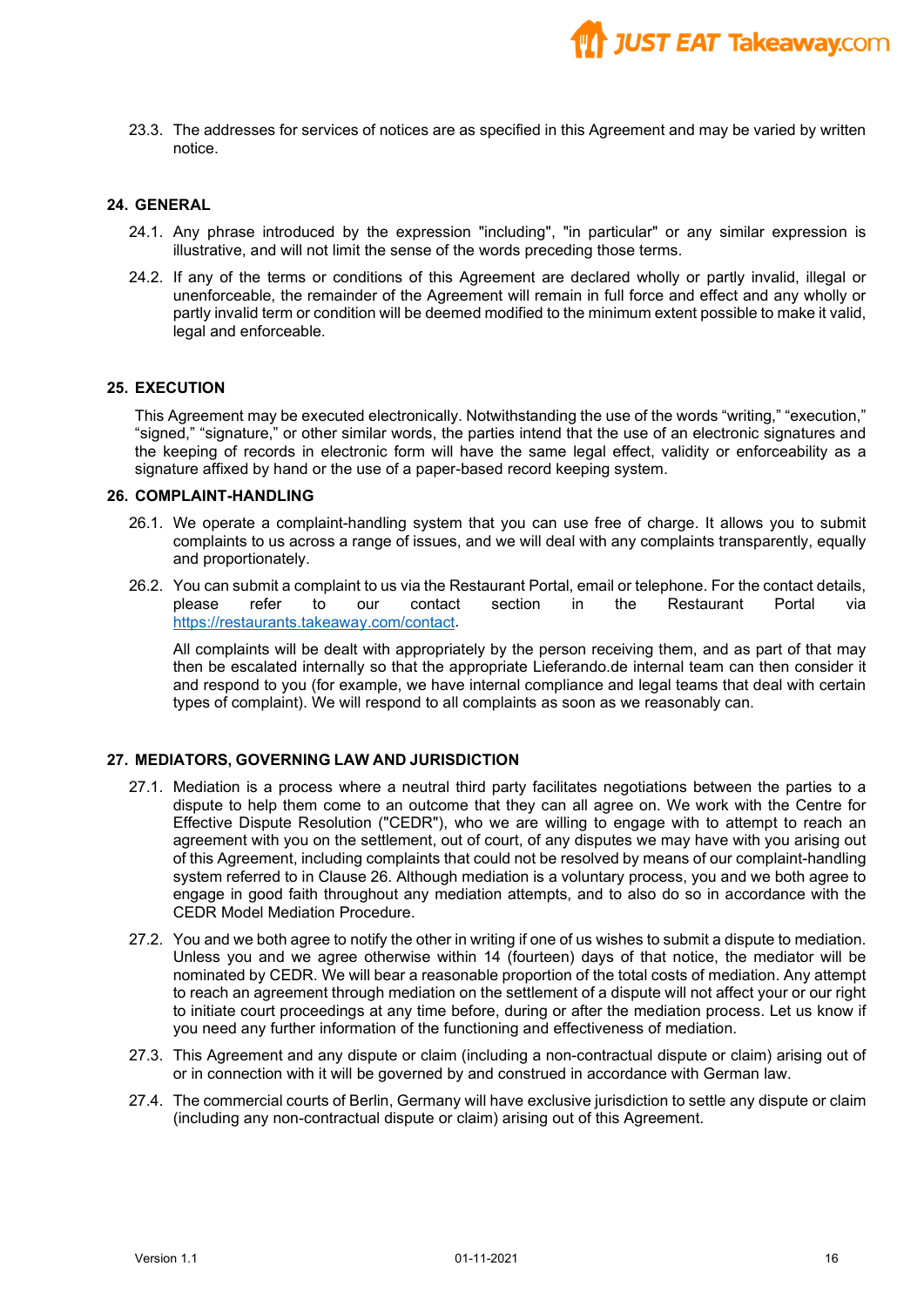23.3. The addresses for services of notices are as specified in this Agreement and may be varied by written notice.

## 24. GENERAL

24.1. Any phrase introduced by the expression "including", "in particular" or any similar expression is illustrative, and will not limit the sense of the words preceding those terms.

24.2. If any of the terms or conditions of this Agreement are declared wholly or partly invalid, illegal or unenforceable, the remainder of the Agreement will remain in full force and effect and any wholly or partly invalid term or condition will be deemed modified to the minimum extent possible to make it valid, legal and enforceable.

## 25. EXECUTION

This Agreement may be executed electronically. Notwithstanding the use of the words “writing,” “execution,” “signed,” “signature,” or other similar words, the parties intend that the use of an electronic signatures and the keeping of records in electronic form will have the same legal effect, validity or enforceability as a signature affixed by hand or the use of a paper-based record keeping system.

## 26. COMPLAINT-HANDLING

26.1. We operate a complaint-handling system that you can use free of charge. It allows you to submit complaints to us across a range of issues, and we will deal with any complaints transparently, equally and proportionately.

26.2. You can submit a complaint to us via the Restaurant Portal, email or telephone. For the contact details, please refer to our contact section in the Restaurant Portal via https://restaurants.takeaway.com/contact.

All complaints will be dealt with appropriately by the person receiving them, and as part of that may then be escalated internally so that the appropriate Lieferando.de internal team can then consider it and respond to you (for example, we have internal compliance and legal teams that deal with certain types of complaint). We will respond to all complaints as soon as we reasonably can.

## 27. MEDIATORS, GOVERNING LAW AND JURISDICTION

27.1. Mediation is a process where a neutral third party facilitates negotiations between the parties to a dispute to help them come to an outcome that they can all agree on. We work with the Centre for Effective Dispute Resolution ("CEDR"), who we are willing to engage with to attempt to reach an agreement with you on the settlement, out of court, of any disputes we may have with you arising out of this Agreement, including complaints that could not be resolved by means of our complaint-handling system referred to in Clause 26. Although mediation is a voluntary process, you and we both agree to engage in good faith throughout any mediation attempts, and to also do so in accordance with the CEDR Model Mediation Procedure.

27.2. You and we both agree to notify the other in writing if one of us wishes to submit a dispute to mediation. Unless you and we agree otherwise within 14 (fourteen) days of that notice, the mediator will be nominated by CEDR. We will bear a reasonable proportion of the total costs of mediation. Any attempt to reach an agreement through mediation on the settlement of a dispute will not affect your or our right to initiate court proceedings at any time before, during or after the mediation process. Let us know if you need any further information of the functioning and effectiveness of mediation.

27.3. This Agreement and any dispute or claim (including a non-contractual dispute or claim) arising out of or in connection with it will be governed by and construed in accordance with German law.

27.4. The commercial courts of Berlin, Germany will have exclusive jurisdiction to settle any dispute or claim (including any non-contractual dispute or claim) arising out of this Agreement.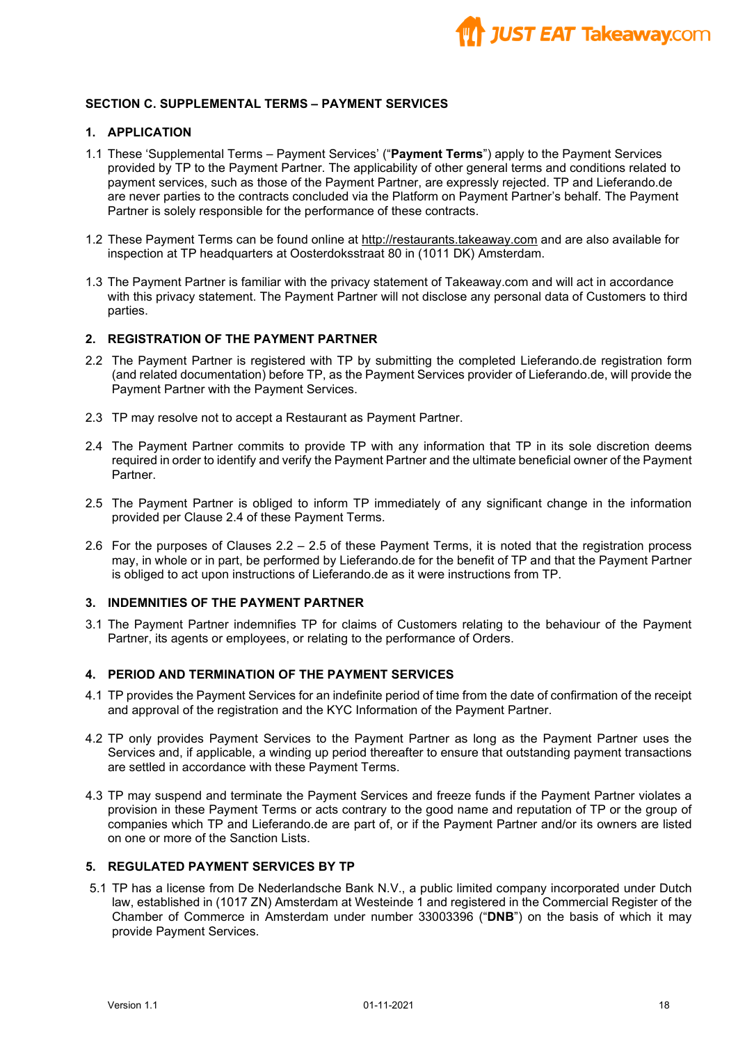## SECTION C. SUPPLEMENTAL TERMS – PAYMENT SERVICES

### 1. APPLICATION

1.1 These 'Supplemental Terms – Payment Services' ("**Payment Terms**") apply to the Payment Services provided by TP to the Payment Partner. The applicability of other general terms and conditions related to payment services, such as those of the Payment Partner, are expressly rejected. TP and Lieferando.de are never parties to the contracts concluded via the Platform on Payment Partner's behalf. The Payment Partner is solely responsible for the performance of these contracts.

1.2 These Payment Terms can be found online at http://restaurants.takeaway.com and are also available for inspection at TP headquarters at Oosterdoksstraat 80 in (1011 DK) Amsterdam.

1.3 The Payment Partner is familiar with the privacy statement of Takeaway.com and will act in accordance with this privacy statement. The Payment Partner will not disclose any personal data of Customers to third parties.

### 2. REGISTRATION OF THE PAYMENT PARTNER

2.2 The Payment Partner is registered with TP by submitting the completed Lieferando.de registration form (and related documentation) before TP, as the Payment Services provider of Lieferando.de, will provide the Payment Partner with the Payment Services.

2.3 TP may resolve not to accept a Restaurant as Payment Partner.

2.4 The Payment Partner commits to provide TP with any information that TP in its sole discretion deems required in order to identify and verify the Payment Partner and the ultimate beneficial owner of the Payment Partner.

2.5 The Payment Partner is obliged to inform TP immediately of any significant change in the information provided per Clause 2.4 of these Payment Terms.

2.6 For the purposes of Clauses 2.2 – 2.5 of these Payment Terms, it is noted that the registration process may, in whole or in part, be performed by Lieferando.de for the benefit of TP and that the Payment Partner is obliged to act upon instructions of Lieferando.de as it were instructions from TP.

### 3. INDEMNITIES OF THE PAYMENT PARTNER

3.1 The Payment Partner indemnifies TP for claims of Customers relating to the behaviour of the Payment Partner, its agents or employees, or relating to the performance of Orders.

### 4. PERIOD AND TERMINATION OF THE PAYMENT SERVICES

4.1 TP provides the Payment Services for an indefinite period of time from the date of confirmation of the receipt and approval of the registration and the KYC Information of the Payment Partner.

4.2 TP only provides Payment Services to the Payment Partner as long as the Payment Partner uses the Services and, if applicable, a winding up period thereafter to ensure that outstanding payment transactions are settled in accordance with these Payment Terms.

4.3 TP may suspend and terminate the Payment Services and freeze funds if the Payment Partner violates a provision in these Payment Terms or acts contrary to the good name and reputation of TP or the group of companies which TP and Lieferando.de are part of, or if the Payment Partner and/or its owners are listed on one or more of the Sanction Lists.

### 5. REGULATED PAYMENT SERVICES BY TP

5.1 TP has a license from De Nederlandsche Bank N.V., a public limited company incorporated under Dutch law, established in (1017 ZN) Amsterdam at Westeinde 1 and registered in the Commercial Register of the Chamber of Commerce in Amsterdam under number 33003396 ("**DNB**") on the basis of which it may provide Payment Services.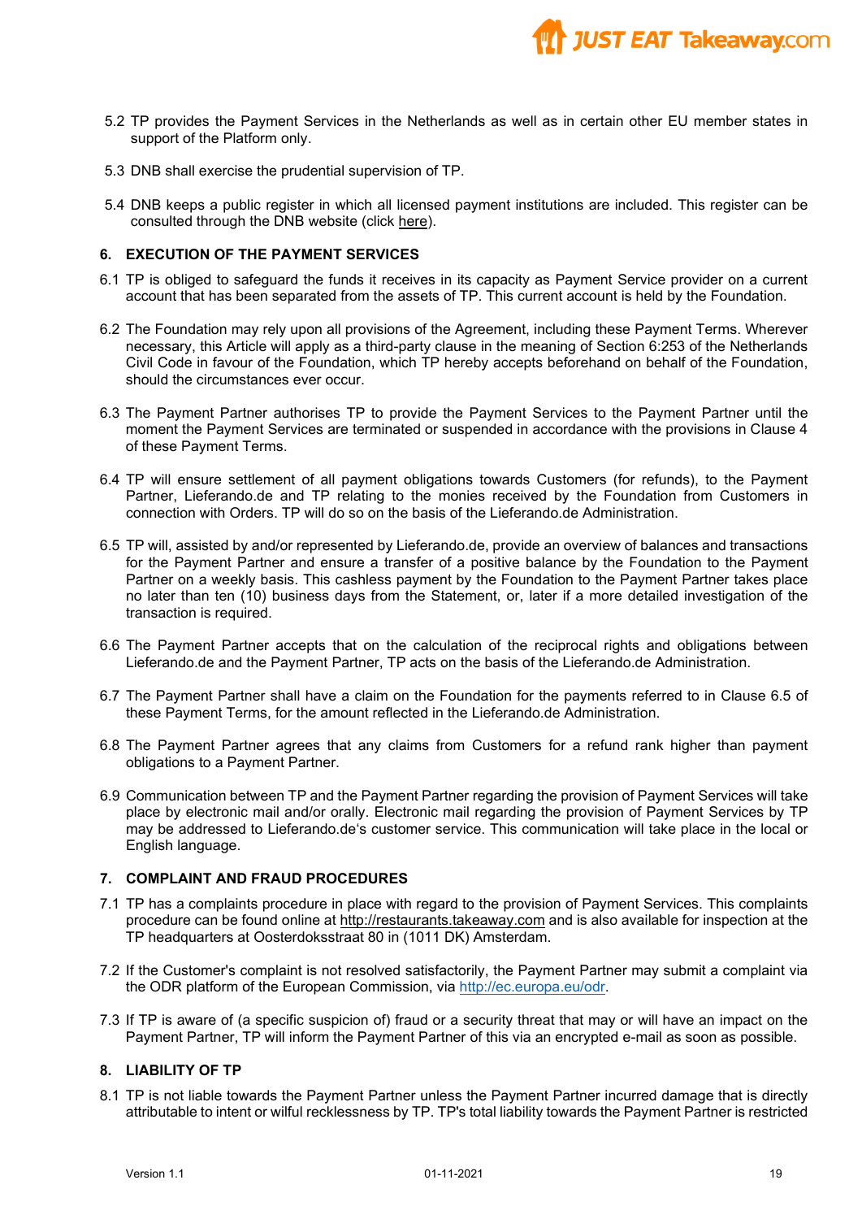5.2 TP provides the Payment Services in the Netherlands as well as in certain other EU member states in support of the Platform only.

5.3 DNB shall exercise the prudential supervision of TP.

5.4 DNB keeps a public register in which all licensed payment institutions are included. This register can be consulted through the DNB website (click here).

## 6. EXECUTION OF THE PAYMENT SERVICES

6.1 TP is obliged to safeguard the funds it receives in its capacity as Payment Service provider on a current account that has been separated from the assets of TP. This current account is held by the Foundation.

6.2 The Foundation may rely upon all provisions of the Agreement, including these Payment Terms. Wherever necessary, this Article will apply as a third-party clause in the meaning of Section 6:253 of the Netherlands Civil Code in favour of the Foundation, which TP hereby accepts beforehand on behalf of the Foundation, should the circumstances ever occur.

6.3 The Payment Partner authorises TP to provide the Payment Services to the Payment Partner until the moment the Payment Services are terminated or suspended in accordance with the provisions in Clause 4 of these Payment Terms.

6.4 TP will ensure settlement of all payment obligations towards Customers (for refunds), to the Payment Partner, Lieferando.de and TP relating to the monies received by the Foundation from Customers in connection with Orders. TP will do so on the basis of the Lieferando.de Administration.

6.5 TP will, assisted by and/or represented by Lieferando.de, provide an overview of balances and transactions for the Payment Partner and ensure a transfer of a positive balance by the Foundation to the Payment Partner on a weekly basis. This cashless payment by the Foundation to the Payment Partner takes place no later than ten (10) business days from the Statement, or, later if a more detailed investigation of the transaction is required.

6.6 The Payment Partner accepts that on the calculation of the reciprocal rights and obligations between Lieferando.de and the Payment Partner, TP acts on the basis of the Lieferando.de Administration.

6.7 The Payment Partner shall have a claim on the Foundation for the payments referred to in Clause 6.5 of these Payment Terms, for the amount reflected in the Lieferando.de Administration.

6.8 The Payment Partner agrees that any claims from Customers for a refund rank higher than payment obligations to a Payment Partner.

6.9 Communication between TP and the Payment Partner regarding the provision of Payment Services will take place by electronic mail and/or orally. Electronic mail regarding the provision of Payment Services by TP may be addressed to Lieferando.de's customer service. This communication will take place in the local or English language.

## 7. COMPLAINT AND FRAUD PROCEDURES

7.1 TP has a complaints procedure in place with regard to the provision of Payment Services. This complaints procedure can be found online at http://restaurants.takeaway.com and is also available for inspection at the TP headquarters at Oosterdoksstraat 80 in (1011 DK) Amsterdam.

7.2 If the Customer's complaint is not resolved satisfactorily, the Payment Partner may submit a complaint via the ODR platform of the European Commission, via http://ec.europa.eu/odr.

7.3 If TP is aware of (a specific suspicion of) fraud or a security threat that may or will have an impact on the Payment Partner, TP will inform the Payment Partner of this via an encrypted e-mail as soon as possible.

## 8. LIABILITY OF TP

8.1 TP is not liable towards the Payment Partner unless the Payment Partner incurred damage that is directly attributable to intent or wilful recklessness by TP. TP's total liability towards the Payment Partner is restricted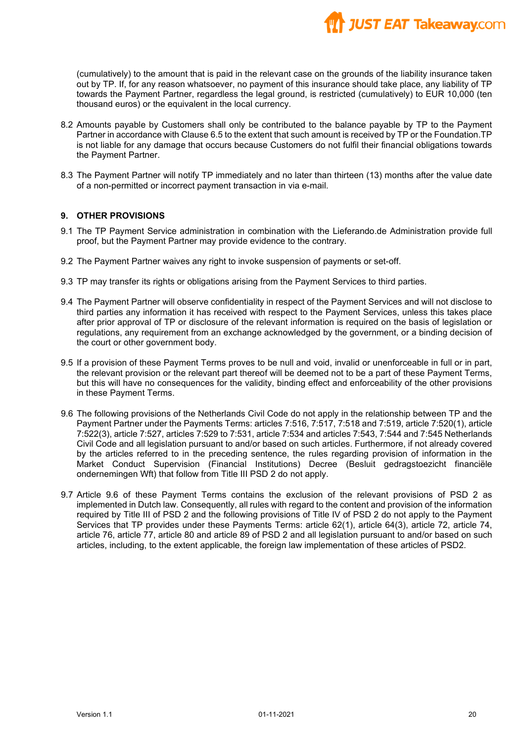(cumulatively) to the amount that is paid in the relevant case on the grounds of the liability insurance taken out by TP. If, for any reason whatsoever, no payment of this insurance should take place, any liability of TP towards the Payment Partner, regardless the legal ground, is restricted (cumulatively) to EUR 10,000 (ten thousand euros) or the equivalent in the local currency.

8.2 Amounts payable by Customers shall only be contributed to the balance payable by TP to the Payment Partner in accordance with Clause 6.5 to the extent that such amount is received by TP or the Foundation.TP is not liable for any damage that occurs because Customers do not fulfil their financial obligations towards the Payment Partner.

8.3 The Payment Partner will notify TP immediately and no later than thirteen (13) months after the value date of a non-permitted or incorrect payment transaction in via e-mail.

## 9. OTHER PROVISIONS

9.1 The TP Payment Service administration in combination with the Lieferando.de Administration provide full proof, but the Payment Partner may provide evidence to the contrary.

9.2 The Payment Partner waives any right to invoke suspension of payments or set-off.

9.3 TP may transfer its rights or obligations arising from the Payment Services to third parties.

9.4 The Payment Partner will observe confidentiality in respect of the Payment Services and will not disclose to third parties any information it has received with respect to the Payment Services, unless this takes place after prior approval of TP or disclosure of the relevant information is required on the basis of legislation or regulations, any requirement from an exchange acknowledged by the government, or a binding decision of the court or other government body.

9.5 If a provision of these Payment Terms proves to be null and void, invalid or unenforceable in full or in part, the relevant provision or the relevant part thereof will be deemed not to be a part of these Payment Terms, but this will have no consequences for the validity, binding effect and enforceability of the other provisions in these Payment Terms.

9.6 The following provisions of the Netherlands Civil Code do not apply in the relationship between TP and the Payment Partner under the Payments Terms: articles 7:516, 7:517, 7:518 and 7:519, article 7:520(1), article 7:522(3), article 7:527, articles 7:529 to 7:531, article 7:534 and articles 7:543, 7:544 and 7:545 Netherlands Civil Code and all legislation pursuant to and/or based on such articles. Furthermore, if not already covered by the articles referred to in the preceding sentence, the rules regarding provision of information in the Market Conduct Supervision (Financial Institutions) Decree (Besluit gedragstoezicht financiële ondernemingen Wft) that follow from Title III PSD 2 do not apply.

9.7 Article 9.6 of these Payment Terms contains the exclusion of the relevant provisions of PSD 2 as implemented in Dutch law. Consequently, all rules with regard to the content and provision of the information required by Title III of PSD 2 and the following provisions of Title IV of PSD 2 do not apply to the Payment Services that TP provides under these Payments Terms: article 62(1), article 64(3), article 72, article 74, article 76, article 77, article 80 and article 89 of PSD 2 and all legislation pursuant to and/or based on such articles, including, to the extent applicable, the foreign law implementation of these articles of PSD2.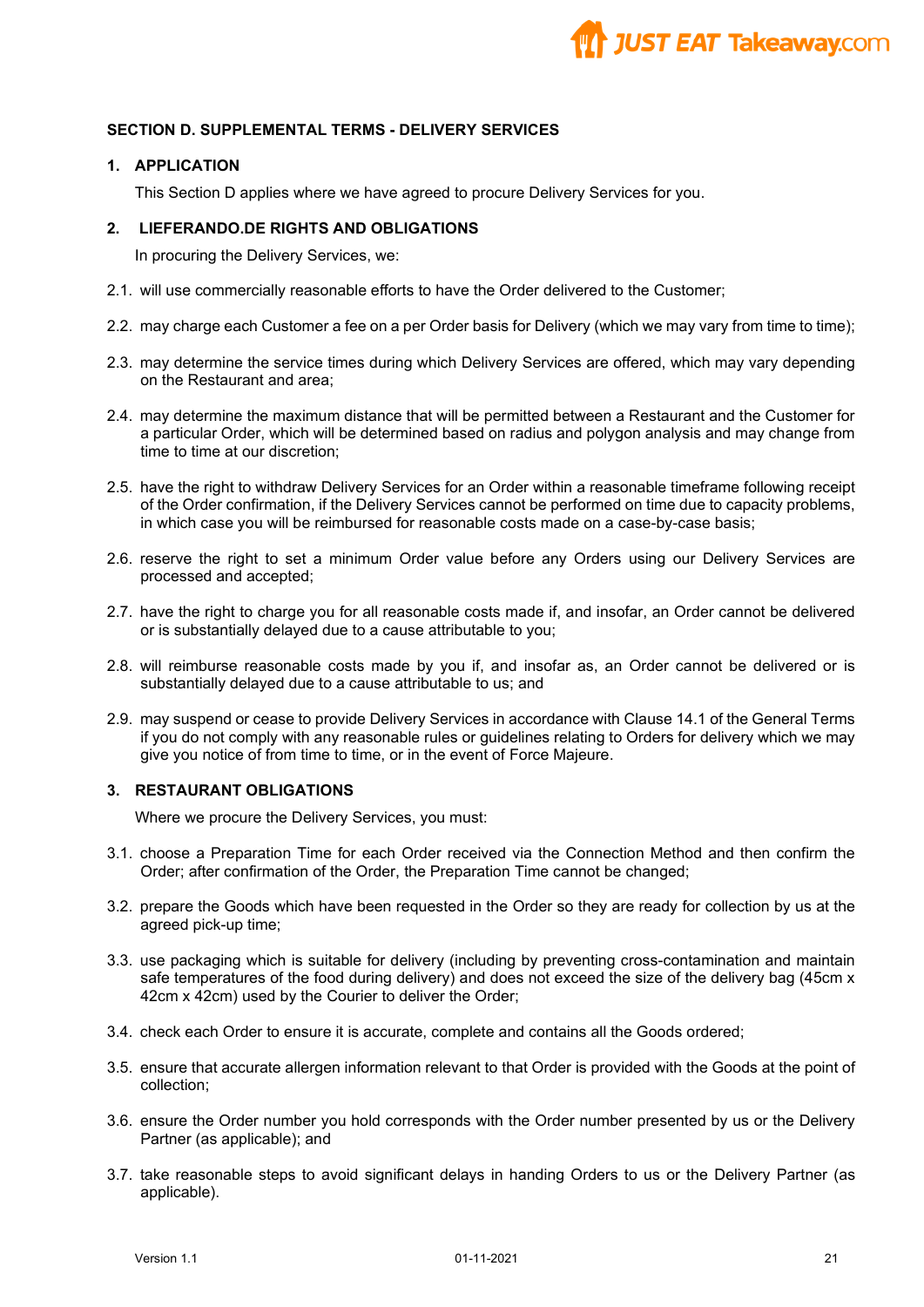## SECTION D. SUPPLEMENTAL TERMS - DELIVERY SERVICES

### 1. APPLICATION

This Section D applies where we have agreed to procure Delivery Services for you.

### 2. LIEFERANDO.DE RIGHTS AND OBLIGATIONS

In procuring the Delivery Services, we:

2.1. will use commercially reasonable efforts to have the Order delivered to the Customer;

2.2. may charge each Customer a fee on a per Order basis for Delivery (which we may vary from time to time);

2.3. may determine the service times during which Delivery Services are offered, which may vary depending on the Restaurant and area;

2.4. may determine the maximum distance that will be permitted between a Restaurant and the Customer for a particular Order, which will be determined based on radius and polygon analysis and may change from time to time at our discretion;

2.5. have the right to withdraw Delivery Services for an Order within a reasonable timeframe following receipt of the Order confirmation, if the Delivery Services cannot be performed on time due to capacity problems, in which case you will be reimbursed for reasonable costs made on a case-by-case basis;

2.6. reserve the right to set a minimum Order value before any Orders using our Delivery Services are processed and accepted;

2.7. have the right to charge you for all reasonable costs made if, and insofar, an Order cannot be delivered or is substantially delayed due to a cause attributable to you;

2.8. will reimburse reasonable costs made by you if, and insofar as, an Order cannot be delivered or is substantially delayed due to a cause attributable to us; and

2.9. may suspend or cease to provide Delivery Services in accordance with Clause 14.1 of the General Terms if you do not comply with any reasonable rules or guidelines relating to Orders for delivery which we may give you notice of from time to time, or in the event of Force Majeure.

### 3. RESTAURANT OBLIGATIONS

Where we procure the Delivery Services, you must:

3.1. choose a Preparation Time for each Order received via the Connection Method and then confirm the Order; after confirmation of the Order, the Preparation Time cannot be changed;

3.2. prepare the Goods which have been requested in the Order so they are ready for collection by us at the agreed pick-up time;

3.3. use packaging which is suitable for delivery (including by preventing cross-contamination and maintain safe temperatures of the food during delivery) and does not exceed the size of the delivery bag (45cm x 42cm x 42cm) used by the Courier to deliver the Order;

3.4. check each Order to ensure it is accurate, complete and contains all the Goods ordered;

3.5. ensure that accurate allergen information relevant to that Order is provided with the Goods at the point of collection;

3.6. ensure the Order number you hold corresponds with the Order number presented by us or the Delivery Partner (as applicable); and

3.7. take reasonable steps to avoid significant delays in handing Orders to us or the Delivery Partner (as applicable).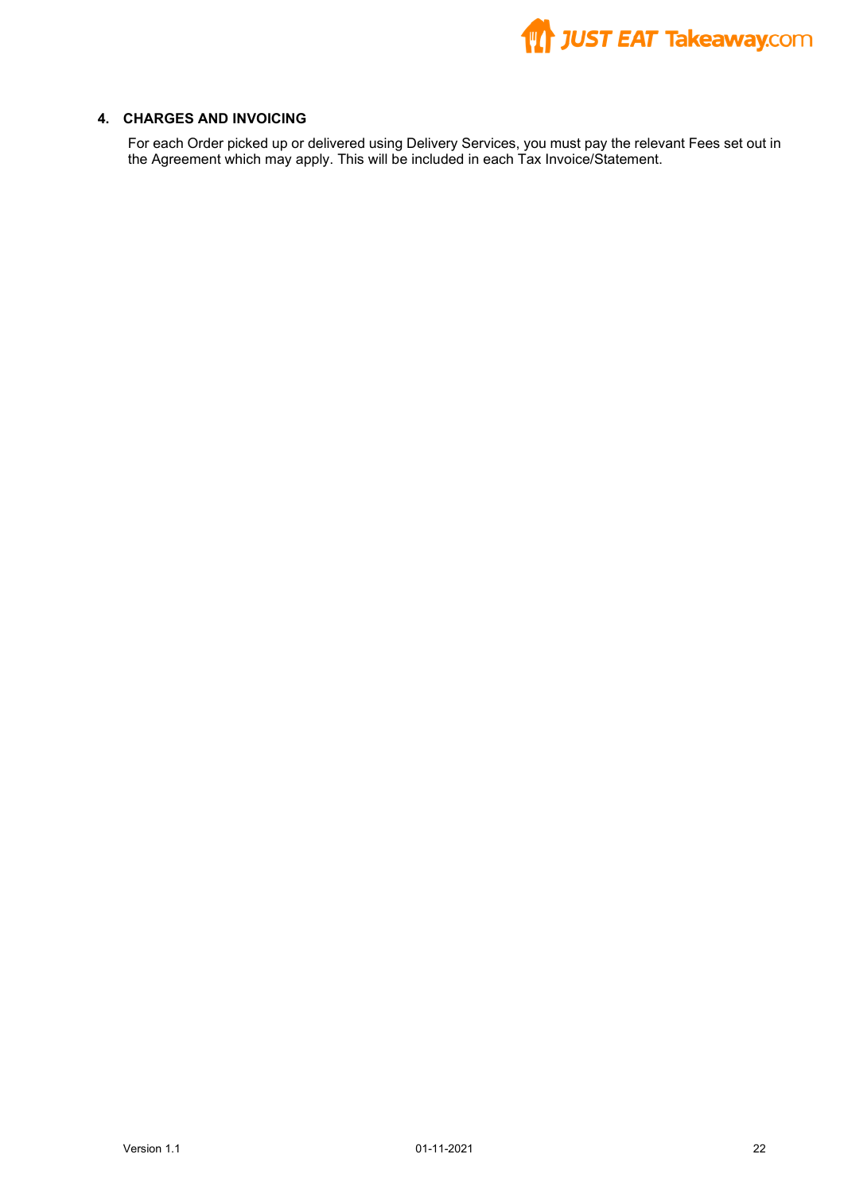## 4. CHARGES AND INVOICING

For each Order picked up or delivered using Delivery Services, you must pay the relevant Fees set out in the Agreement which may apply. This will be included in each Tax Invoice/Statement.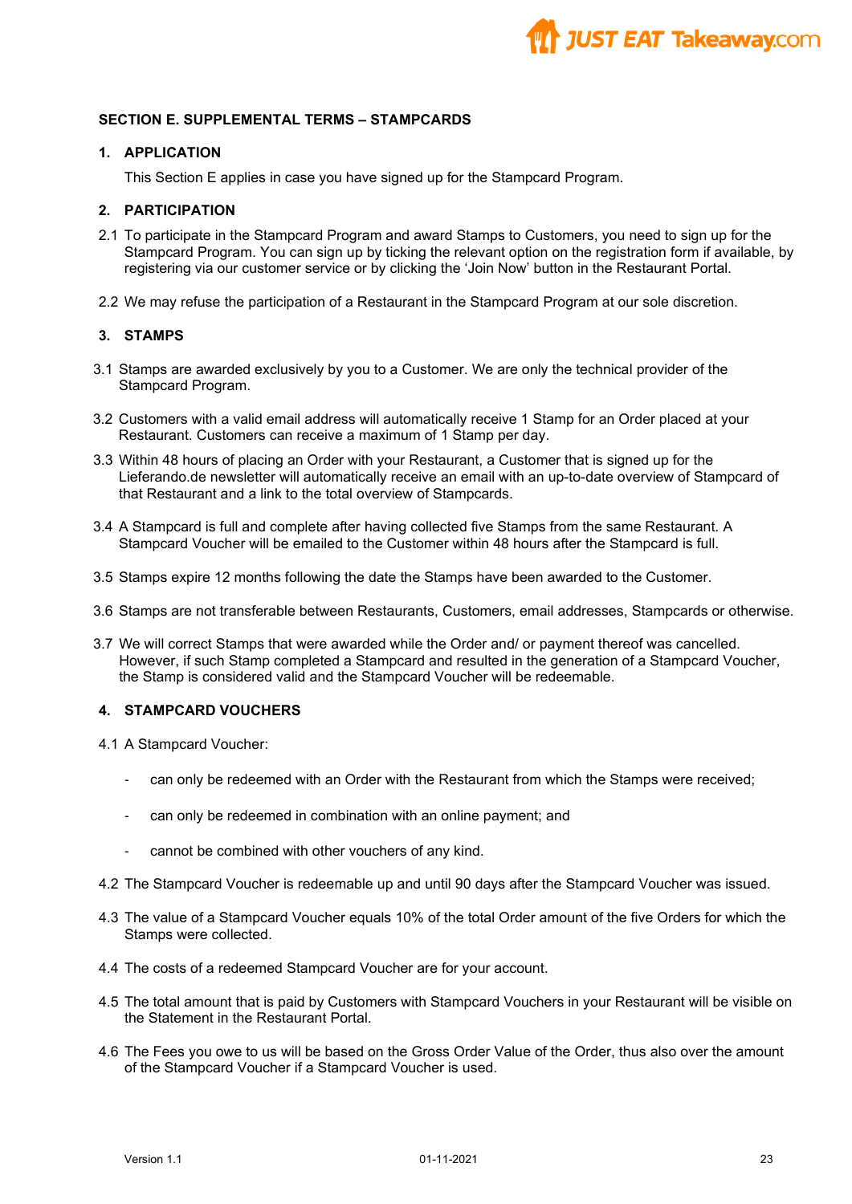## SECTION E. SUPPLEMENTAL TERMS – STAMPCARDS

### 1. APPLICATION

This Section E applies in case you have signed up for the Stampcard Program.

### 2. PARTICIPATION

2.1 To participate in the Stampcard Program and award Stamps to Customers, you need to sign up for the Stampcard Program. You can sign up by ticking the relevant option on the registration form if available, by registering via our customer service or by clicking the 'Join Now' button in the Restaurant Portal.

2.2 We may refuse the participation of a Restaurant in the Stampcard Program at our sole discretion.

### 3. STAMPS

3.1 Stamps are awarded exclusively by you to a Customer. We are only the technical provider of the Stampcard Program.

3.2 Customers with a valid email address will automatically receive 1 Stamp for an Order placed at your Restaurant. Customers can receive a maximum of 1 Stamp per day.

3.3 Within 48 hours of placing an Order with your Restaurant, a Customer that is signed up for the Lieferando.de newsletter will automatically receive an email with an up-to-date overview of Stampcard of that Restaurant and a link to the total overview of Stampcards.

3.4 A Stampcard is full and complete after having collected five Stamps from the same Restaurant. A Stampcard Voucher will be emailed to the Customer within 48 hours after the Stampcard is full.

3.5 Stamps expire 12 months following the date the Stamps have been awarded to the Customer.

3.6 Stamps are not transferable between Restaurants, Customers, email addresses, Stampcards or otherwise.

3.7 We will correct Stamps that were awarded while the Order and/ or payment thereof was cancelled. However, if such Stamp completed a Stampcard and resulted in the generation of a Stampcard Voucher, the Stamp is considered valid and the Stampcard Voucher will be redeemable.

### 4. STAMPCARD VOUCHERS

4.1 A Stampcard Voucher:

- can only be redeemed with an Order with the Restaurant from which the Stamps were received;
- can only be redeemed in combination with an online payment; and
- cannot be combined with other vouchers of any kind.

4.2 The Stampcard Voucher is redeemable up and until 90 days after the Stampcard Voucher was issued.

4.3 The value of a Stampcard Voucher equals 10% of the total Order amount of the five Orders for which the Stamps were collected.

4.4 The costs of a redeemed Stampcard Voucher are for your account.

4.5 The total amount that is paid by Customers with Stampcard Vouchers in your Restaurant will be visible on the Statement in the Restaurant Portal.

4.6 The Fees you owe to us will be based on the Gross Order Value of the Order, thus also over the amount of the Stampcard Voucher if a Stampcard Voucher is used.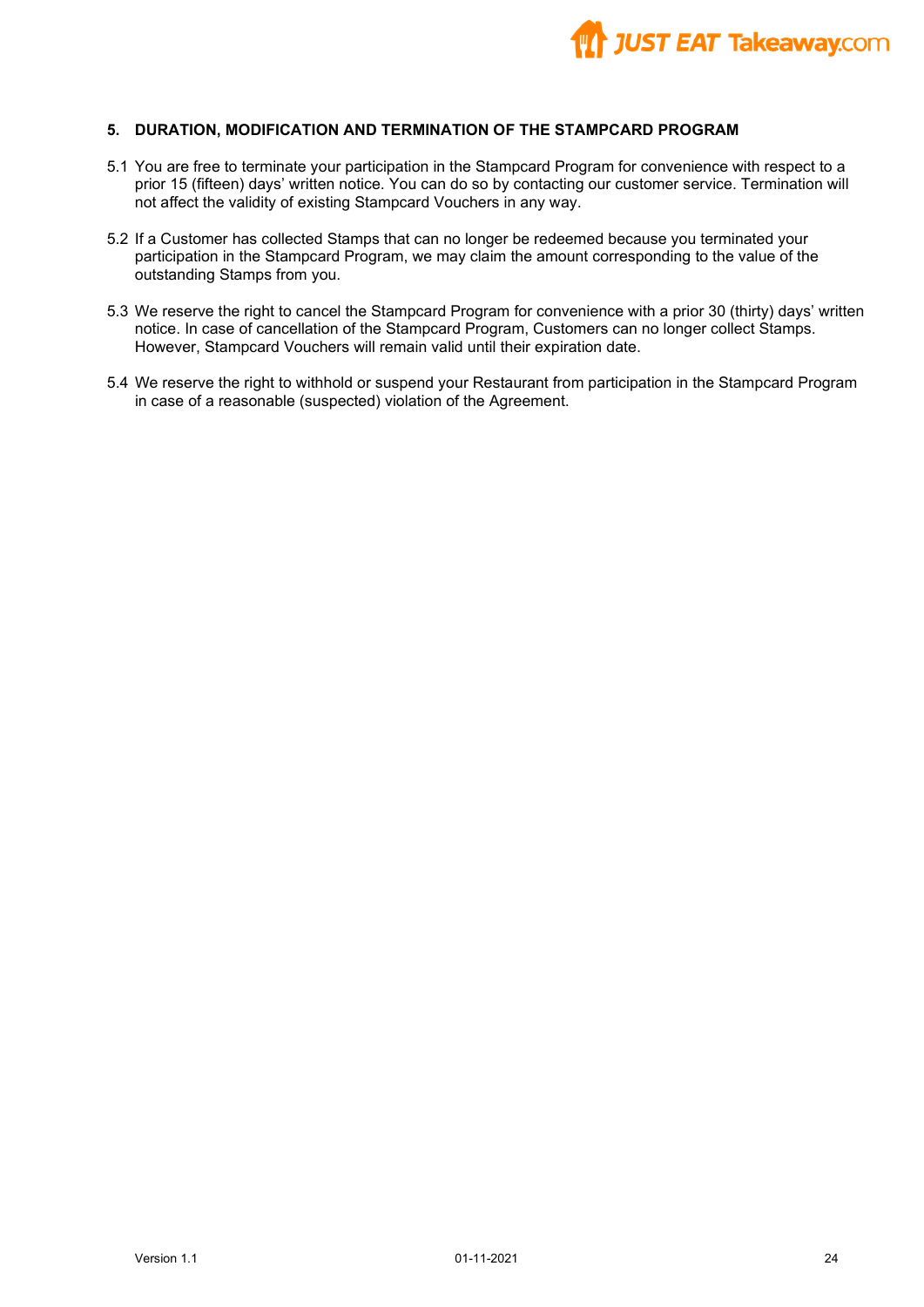## 5. DURATION, MODIFICATION AND TERMINATION OF THE STAMPCARD PROGRAM

5.1 You are free to terminate your participation in the Stampcard Program for convenience with respect to a prior 15 (fifteen) days' written notice. You can do so by contacting our customer service. Termination will not affect the validity of existing Stampcard Vouchers in any way.

5.2 If a Customer has collected Stamps that can no longer be redeemed because you terminated your participation in the Stampcard Program, we may claim the amount corresponding to the value of the outstanding Stamps from you.

5.3 We reserve the right to cancel the Stampcard Program for convenience with a prior 30 (thirty) days' written notice. In case of cancellation of the Stampcard Program, Customers can no longer collect Stamps. However, Stampcard Vouchers will remain valid until their expiration date.

5.4 We reserve the right to withhold or suspend your Restaurant from participation in the Stampcard Program in case of a reasonable (suspected) violation of the Agreement.